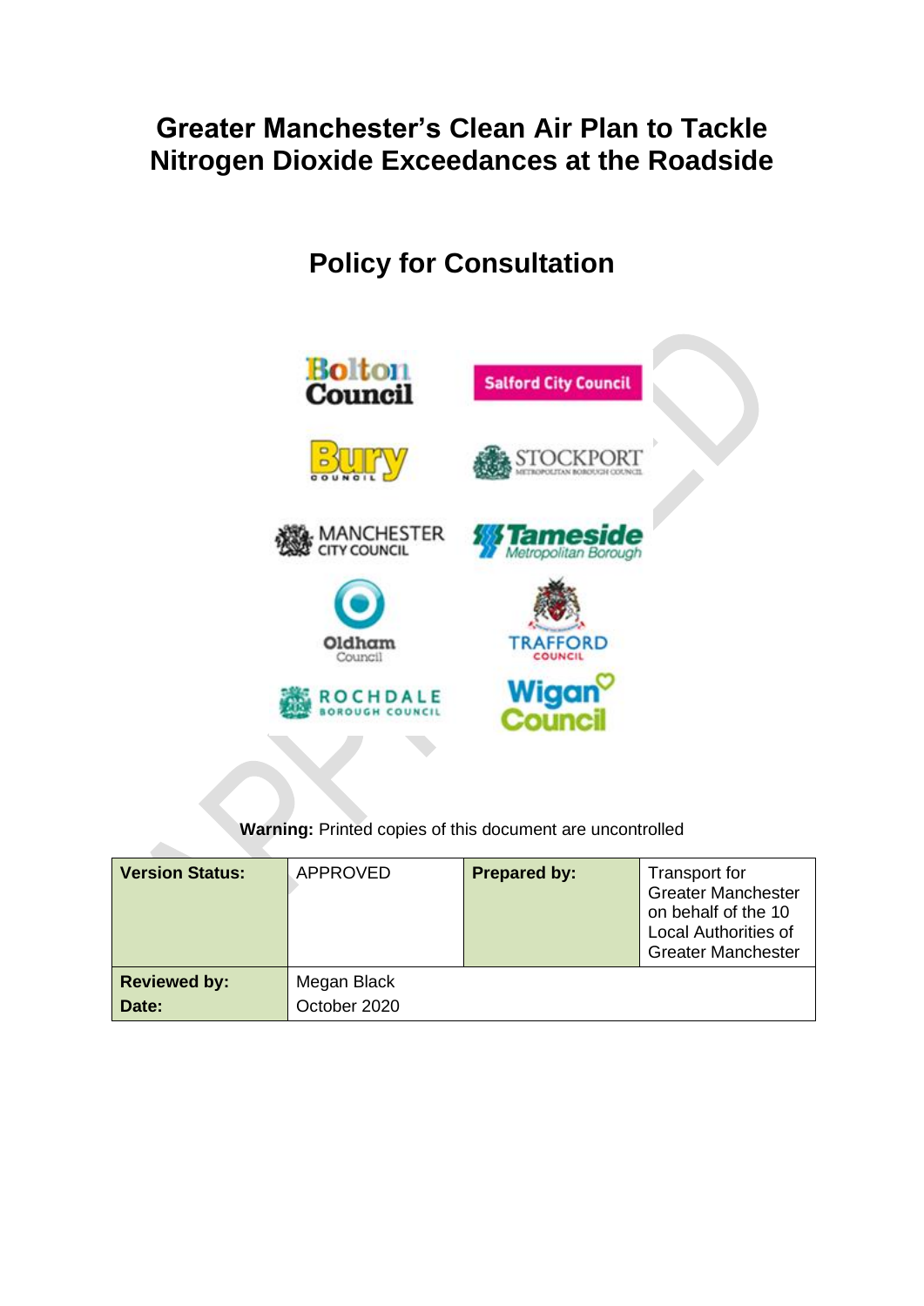# Greater Manchester's Clean Air Plan to Tackle Nitrogen Dioxide Exceedances at the Roadside

## Policy for Consultation

**Warning:** Printed copies of this document are uncontrolled

| **Version Status:** | APPROVED | **Prepared by:** | Transport for Greater Manchester on behalf of the 10 Local Authorities of Greater Manchester |
|---|---|---|---|
| **Reviewed by:** | Megan Black | | |
| **Date:** | October 2020 | | |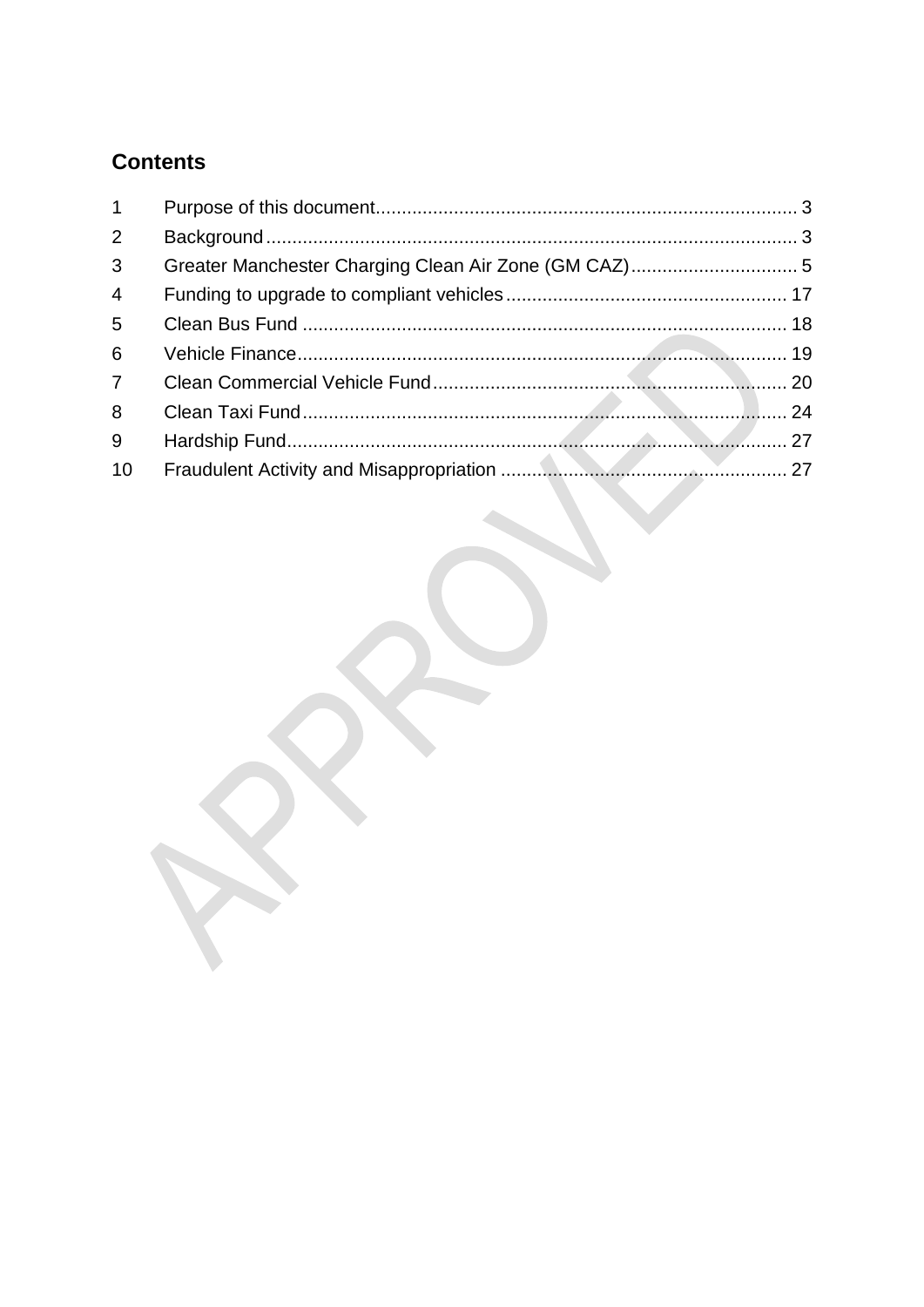## Contents

| | | |
|---|---|---|
| 1 | Purpose of this document | 3 |
| 2 | Background | 3 |
| 3 | Greater Manchester Charging Clean Air Zone (GM CAZ) | 5 |
| 4 | Funding to upgrade to compliant vehicles | 17 |
| 5 | Clean Bus Fund | 18 |
| 6 | Vehicle Finance | 19 |
| 7 | Clean Commercial Vehicle Fund | 20 |
| 8 | Clean Taxi Fund | 24 |
| 9 | Hardship Fund | 27 |
| 10 | Fraudulent Activity and Misappropriation | 27 |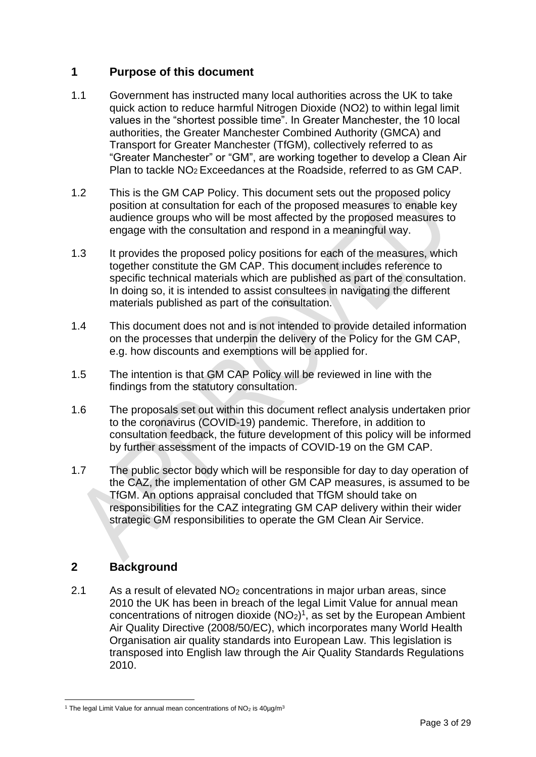## 1 Purpose of this document

1.1 Government has instructed many local authorities across the UK to take quick action to reduce harmful Nitrogen Dioxide (NO2) to within legal limit values in the "shortest possible time". In Greater Manchester, the 10 local authorities, the Greater Manchester Combined Authority (GMCA) and Transport for Greater Manchester (TfGM), collectively referred to as "Greater Manchester" or "GM", are working together to develop a Clean Air Plan to tackle $NO_2$ Exceedances at the Roadside, referred to as GM CAP.

1.2 This is the GM CAP Policy. This document sets out the proposed policy position at consultation for each of the proposed measures to enable key audience groups who will be most affected by the proposed measures to engage with the consultation and respond in a meaningful way.

1.3 It provides the proposed policy positions for each of the measures, which together constitute the GM CAP. This document includes reference to specific technical materials which are published as part of the consultation. In doing so, it is intended to assist consultees in navigating the different materials published as part of the consultation.

1.4 This document does not and is not intended to provide detailed information on the processes that underpin the delivery of the Policy for the GM CAP, e.g. how discounts and exemptions will be applied for.

1.5 The intention is that GM CAP Policy will be reviewed in line with the findings from the statutory consultation.

1.6 The proposals set out within this document reflect analysis undertaken prior to the coronavirus (COVID-19) pandemic. Therefore, in addition to consultation feedback, the future development of this policy will be informed by further assessment of the impacts of COVID-19 on the GM CAP.

1.7 The public sector body which will be responsible for day to day operation of the CAZ, the implementation of other GM CAP measures, is assumed to be TfGM. An options appraisal concluded that TfGM should take on responsibilities for the CAZ integrating GM CAP delivery within their wider strategic GM responsibilities to operate the GM Clean Air Service.

## 2 Background

2.1 As a result of elevated $NO_2$ concentrations in major urban areas, since 2010 the UK has been in breach of the legal Limit Value for annual mean concentrations of nitrogen dioxide ($NO_2$)[1], as set by the European Ambient Air Quality Directive (2008/50/EC), which incorporates many World Health Organisation air quality standards into European Law. This legislation is transposed into English law through the Air Quality Standards Regulations 2010.

[1] The legal Limit Value for annual mean concentrations of $NO_2$ is $40 \mu g/m^3$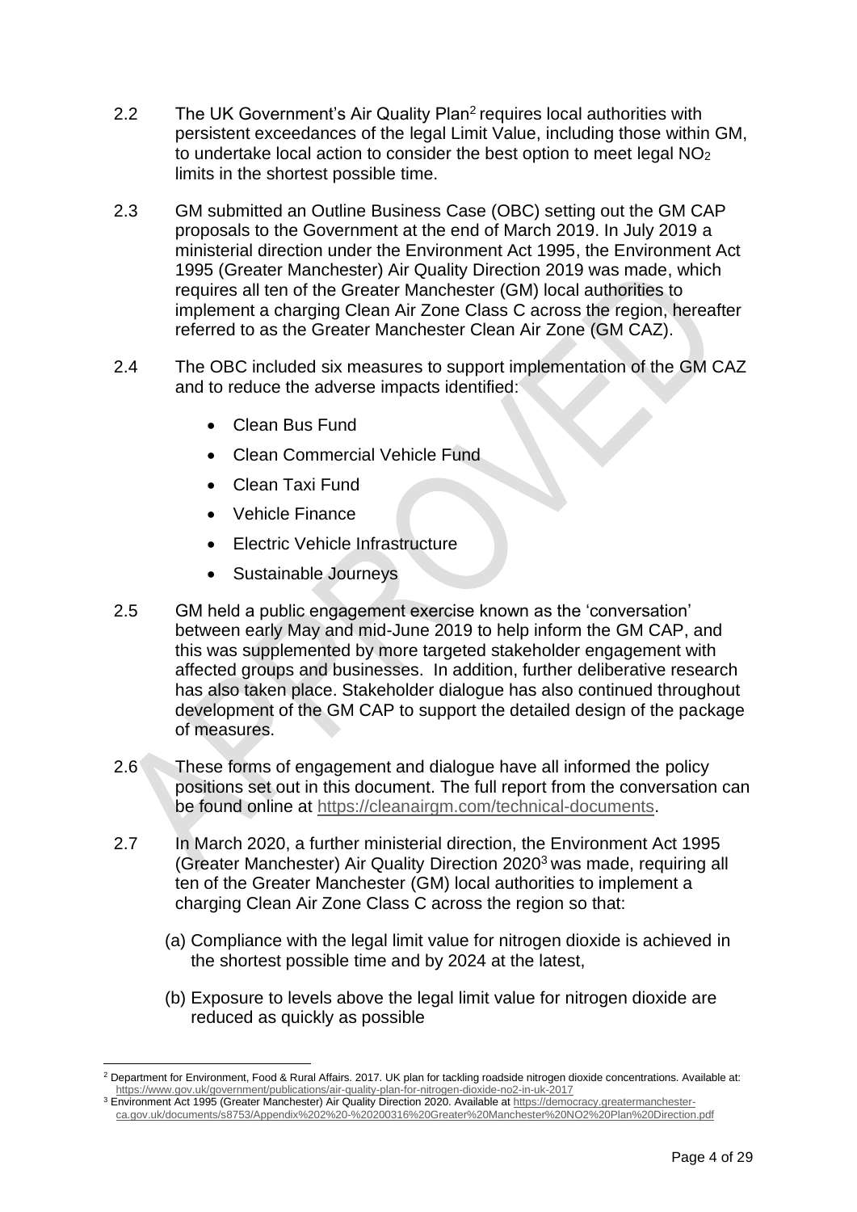2.2 The UK Government's Air Quality Plan[2] requires local authorities with persistent exceedances of the legal Limit Value, including those within GM, to undertake local action to consider the best option to meet legal $NO_2$ limits in the shortest possible time.

2.3 GM submitted an Outline Business Case (OBC) setting out the GM CAP proposals to the Government at the end of March 2019. In July 2019 a ministerial direction under the Environment Act 1995, the Environment Act 1995 (Greater Manchester) Air Quality Direction 2019 was made, which requires all ten of the Greater Manchester (GM) local authorities to implement a charging Clean Air Zone Class C across the region, hereafter referred to as the Greater Manchester Clean Air Zone (GM CAZ).

2.4 The OBC included six measures to support implementation of the GM CAZ and to reduce the adverse impacts identified:

- Clean Bus Fund
- Clean Commercial Vehicle Fund
- Clean Taxi Fund
- Vehicle Finance
- Electric Vehicle Infrastructure
- Sustainable Journeys

2.5 GM held a public engagement exercise known as the 'conversation' between early May and mid-June 2019 to help inform the GM CAP, and this was supplemented by more targeted stakeholder engagement with affected groups and businesses. In addition, further deliberative research has also taken place. Stakeholder dialogue has also continued throughout development of the GM CAP to support the detailed design of the package of measures.

2.6 These forms of engagement and dialogue have all informed the policy positions set out in this document. The full report from the conversation can be found online at https://cleanairgm.com/technical-documents.

2.7 In March 2020, a further ministerial direction, the Environment Act 1995 (Greater Manchester) Air Quality Direction 2020[3] was made, requiring all ten of the Greater Manchester (GM) local authorities to implement a charging Clean Air Zone Class C across the region so that:

(a) Compliance with the legal limit value for nitrogen dioxide is achieved in the shortest possible time and by 2024 at the latest,

(b) Exposure to levels above the legal limit value for nitrogen dioxide are reduced as quickly as possible

---

[2] Department for Environment, Food & Rural Affairs. 2017. UK plan for tackling roadside nitrogen dioxide concentrations. Available at: https://www.gov.uk/government/publications/air-quality-plan-for-nitrogen-dioxide-no2-in-uk-2017

[3] Environment Act 1995 (Greater Manchester) Air Quality Direction 2020. Available at https://democracy.greatermanchester-ca.gov.uk/documents/s8753/Appendix%202%20-%20200316%20Greater%20Manchester%20NO2%20Plan%20Direction.pdf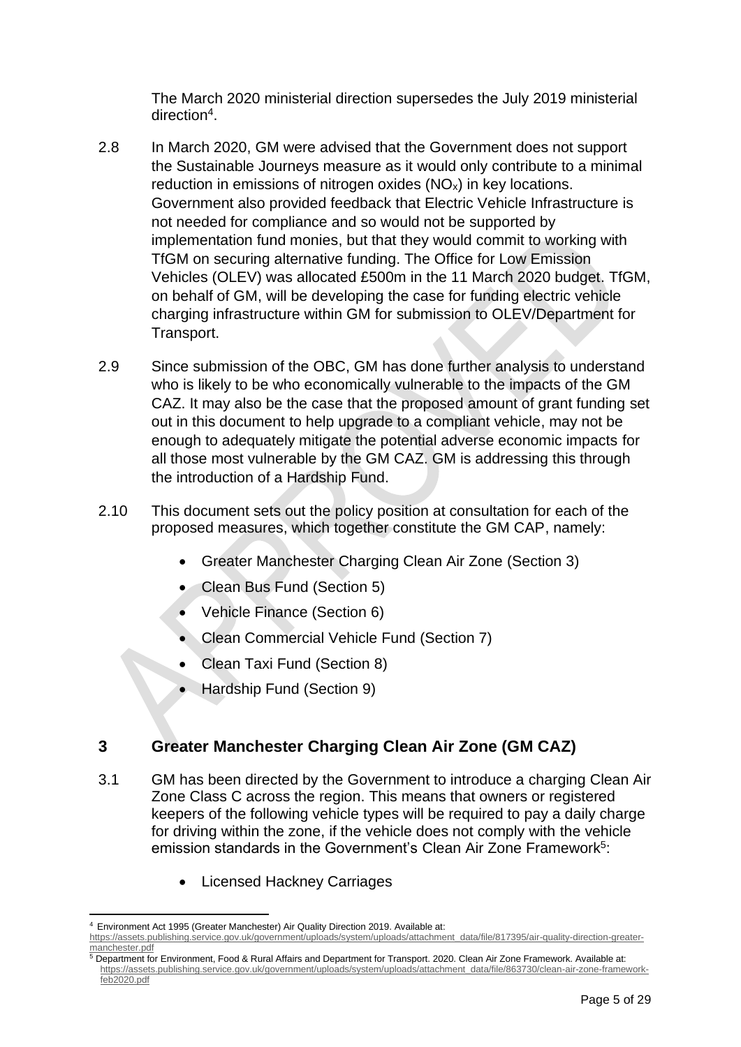The March 2020 ministerial direction supersedes the July 2019 ministerial direction[4].

2.8 In March 2020, GM were advised that the Government does not support the Sustainable Journeys measure as it would only contribute to a minimal reduction in emissions of nitrogen oxides ($NO_x$) in key locations. Government also provided feedback that Electric Vehicle Infrastructure is not needed for compliance and so would not be supported by implementation fund monies, but that they would commit to working with TfGM on securing alternative funding. The Office for Low Emission Vehicles (OLEV) was allocated £500m in the 11 March 2020 budget. TfGM, on behalf of GM, will be developing the case for funding electric vehicle charging infrastructure within GM for submission to OLEV/Department for Transport.

2.9 Since submission of the OBC, GM has done further analysis to understand who is likely to be who economically vulnerable to the impacts of the GM CAZ. It may also be the case that the proposed amount of grant funding set out in this document to help upgrade to a compliant vehicle, may not be enough to adequately mitigate the potential adverse economic impacts for all those most vulnerable by the GM CAZ. GM is addressing this through the introduction of a Hardship Fund.

2.10 This document sets out the policy position at consultation for each of the proposed measures, which together constitute the GM CAP, namely:

- Greater Manchester Charging Clean Air Zone (Section 3)
- Clean Bus Fund (Section 5)
- Vehicle Finance (Section 6)
- Clean Commercial Vehicle Fund (Section 7)
- Clean Taxi Fund (Section 8)
- Hardship Fund (Section 9)

## 3 Greater Manchester Charging Clean Air Zone (GM CAZ)

3.1 GM has been directed by the Government to introduce a charging Clean Air Zone Class C across the region. This means that owners or registered keepers of the following vehicle types will be required to pay a daily charge for driving within the zone, if the vehicle does not comply with the vehicle emission standards in the Government's Clean Air Zone Framework[5]:

- Licensed Hackney Carriages

---

[4] Environment Act 1995 (Greater Manchester) Air Quality Direction 2019. Available at: https://assets.publishing.service.gov.uk/government/uploads/system/uploads/attachment_data/file/817395/air-quality-direction-greater-manchester.pdf

[5] Department for Environment, Food & Rural Affairs and Department for Transport. 2020. Clean Air Zone Framework. Available at: https://assets.publishing.service.gov.uk/government/uploads/system/uploads/attachment_data/file/863730/clean-air-zone-framework-feb2020.pdf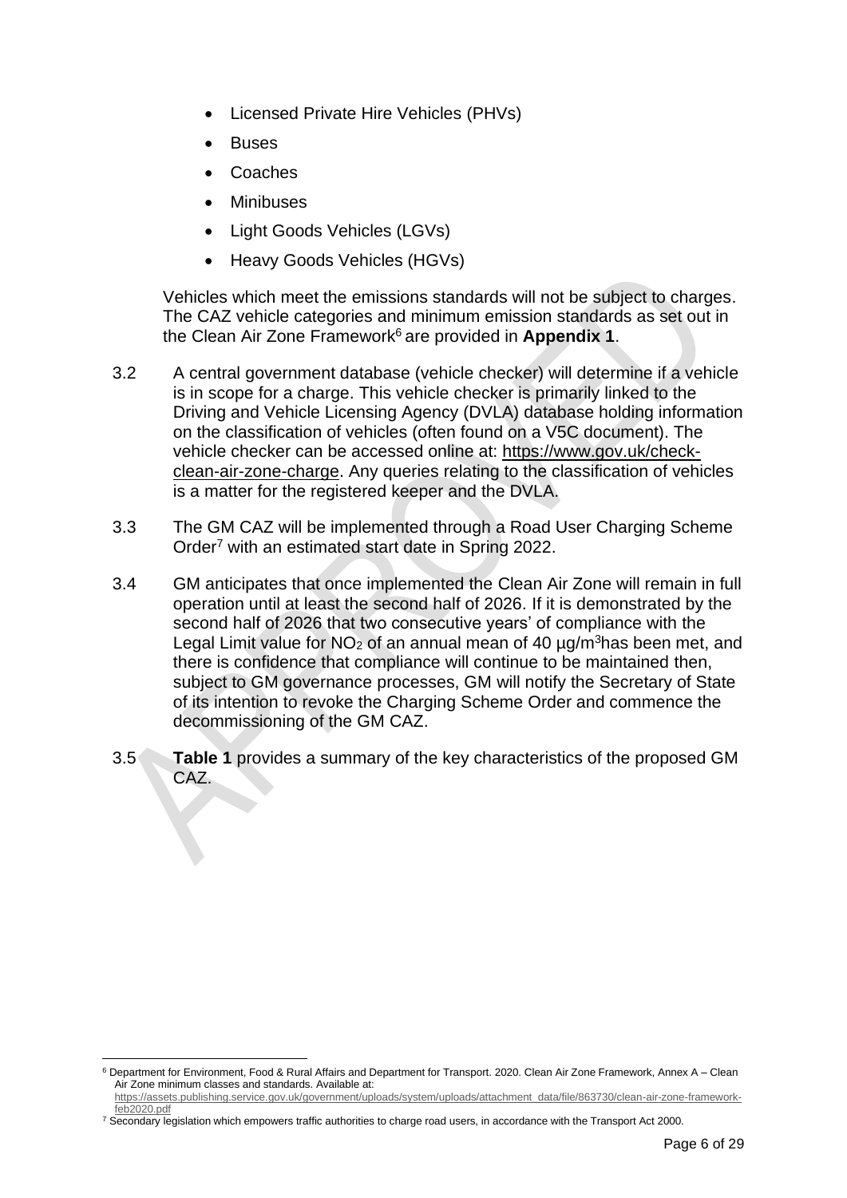- Licensed Private Hire Vehicles (PHVs)
- Buses
- Coaches
- Minibuses
- Light Goods Vehicles (LGVs)
- Heavy Goods Vehicles (HGVs)

Vehicles which meet the emissions standards will not be subject to charges. The CAZ vehicle categories and minimum emission standards as set out in the Clean Air Zone Framework[6] are provided in **Appendix 1**.

3.2 A central government database (vehicle checker) will determine if a vehicle is in scope for a charge. This vehicle checker is primarily linked to the Driving and Vehicle Licensing Agency (DVLA) database holding information on the classification of vehicles (often found on a V5C document). The vehicle checker can be accessed online at: https://www.gov.uk/check-clean-air-zone-charge. Any queries relating to the classification of vehicles is a matter for the registered keeper and the DVLA.

3.3 The GM CAZ will be implemented through a Road User Charging Scheme Order[7] with an estimated start date in Spring 2022.

3.4 GM anticipates that once implemented the Clean Air Zone will remain in full operation until at least the second half of 2026. If it is demonstrated by the second half of 2026 that two consecutive years' of compliance with the Legal Limit value for $NO_2$ of an annual mean of 40 µg/m$^3$has been met, and there is confidence that compliance will continue to be maintained then, subject to GM governance processes, GM will notify the Secretary of State of its intention to revoke the Charging Scheme Order and commence the decommissioning of the GM CAZ.

3.5 **Table 1** provides a summary of the key characteristics of the proposed GM CAZ.

---

[6] Department for Environment, Food & Rural Affairs and Department for Transport. 2020. Clean Air Zone Framework, Annex A – Clean Air Zone minimum classes and standards. Available at: https://assets.publishing.service.gov.uk/government/uploads/system/uploads/attachment_data/file/863730/clean-air-zone-framework-feb2020.pdf

[7] Secondary legislation which empowers traffic authorities to charge road users, in accordance with the Transport Act 2000.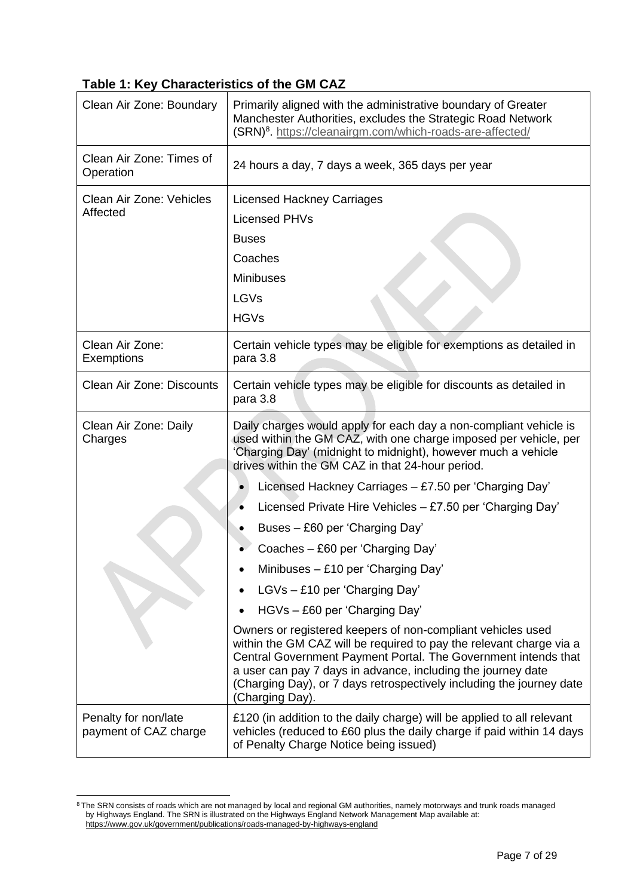**Table 1: Key Characteristics of the GM CAZ**

| | |
|---|---|
| Clean Air Zone: Boundary | Primarily aligned with the administrative boundary of Greater Manchester Authorities, excludes the Strategic Road Network (SRN)[8]. https://cleanairgm.com/which-roads-are-affected/ |
| Clean Air Zone: Times of Operation | 24 hours a day, 7 days a week, 365 days per year |
| Clean Air Zone: Vehicles Affected | Licensed Hackney Carriages<br>Licensed PHVs<br>Buses<br>Coaches<br>Minibuses<br>LGVs<br>HGVs |
| Clean Air Zone: Exemptions | Certain vehicle types may be eligible for exemptions as detailed in para 3.8 |
| Clean Air Zone: Discounts | Certain vehicle types may be eligible for discounts as detailed in para 3.8 |
| Clean Air Zone: Daily Charges | Daily charges would apply for each day a non-compliant vehicle is used within the GM CAZ, with one charge imposed per vehicle, per 'Charging Day' (midnight to midnight), however much a vehicle drives within the GM CAZ in that 24-hour period.<br>• Licensed Hackney Carriages – £7.50 per 'Charging Day'<br>• Licensed Private Hire Vehicles – £7.50 per 'Charging Day'<br>• Buses – £60 per 'Charging Day'<br>• Coaches – £60 per 'Charging Day'<br>• Minibuses – £10 per 'Charging Day'<br>• LGVs – £10 per 'Charging Day'<br>• HGVs – £60 per 'Charging Day'<br>Owners or registered keepers of non-compliant vehicles used within the GM CAZ will be required to pay the relevant charge via a Central Government Payment Portal. The Government intends that a user can pay 7 days in advance, including the journey date (Charging Day), or 7 days retrospectively including the journey date (Charging Day). |
| Penalty for non/late payment of CAZ charge | £120 (in addition to the daily charge) will be applied to all relevant vehicles (reduced to £60 plus the daily charge if paid within 14 days of Penalty Charge Notice being issued) |

[8] The SRN consists of roads which are not managed by local and regional GM authorities, namely motorways and trunk roads managed by Highways England. The SRN is illustrated on the Highways England Network Management Map available at: https://www.gov.uk/government/publications/roads-managed-by-highways-england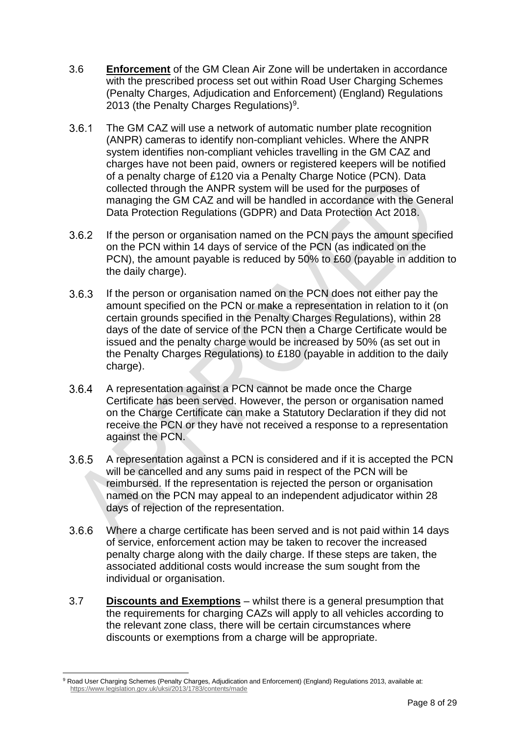3.6 **Enforcement** of the GM Clean Air Zone will be undertaken in accordance with the prescribed process set out within Road User Charging Schemes (Penalty Charges, Adjudication and Enforcement) (England) Regulations 2013 (the Penalty Charges Regulations)[9].

3.6.1 The GM CAZ will use a network of automatic number plate recognition (ANPR) cameras to identify non-compliant vehicles. Where the ANPR system identifies non-compliant vehicles travelling in the GM CAZ and charges have not been paid, owners or registered keepers will be notified of a penalty charge of £120 via a Penalty Charge Notice (PCN). Data collected through the ANPR system will be used for the purposes of managing the GM CAZ and will be handled in accordance with the General Data Protection Regulations (GDPR) and Data Protection Act 2018.

3.6.2 If the person or organisation named on the PCN pays the amount specified on the PCN within 14 days of service of the PCN (as indicated on the PCN), the amount payable is reduced by 50% to £60 (payable in addition to the daily charge).

3.6.3 If the person or organisation named on the PCN does not either pay the amount specified on the PCN or make a representation in relation to it (on certain grounds specified in the Penalty Charges Regulations), within 28 days of the date of service of the PCN then a Charge Certificate would be issued and the penalty charge would be increased by 50% (as set out in the Penalty Charges Regulations) to £180 (payable in addition to the daily charge).

3.6.4 A representation against a PCN cannot be made once the Charge Certificate has been served. However, the person or organisation named on the Charge Certificate can make a Statutory Declaration if they did not receive the PCN or they have not received a response to a representation against the PCN.

3.6.5 A representation against a PCN is considered and if it is accepted the PCN will be cancelled and any sums paid in respect of the PCN will be reimbursed. If the representation is rejected the person or organisation named on the PCN may appeal to an independent adjudicator within 28 days of rejection of the representation.

3.6.6 Where a charge certificate has been served and is not paid within 14 days of service, enforcement action may be taken to recover the increased penalty charge along with the daily charge. If these steps are taken, the associated additional costs would increase the sum sought from the individual or organisation.

3.7 **Discounts and Exemptions** – whilst there is a general presumption that the requirements for charging CAZs will apply to all vehicles according to the relevant zone class, there will be certain circumstances where discounts or exemptions from a charge will be appropriate.

---

[9] Road User Charging Schemes (Penalty Charges, Adjudication and Enforcement) (England) Regulations 2013, available at: https://www.legislation.gov.uk/uksi/2013/1783/contents/made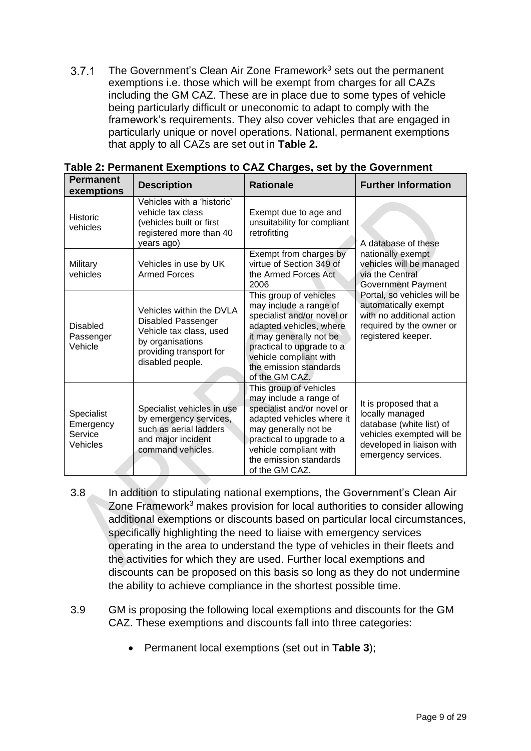3.7.1 The Government's Clean Air Zone Framework[3] sets out the permanent exemptions i.e. those which will be exempt from charges for all CAZs including the GM CAZ. These are in place due to some types of vehicle being particularly difficult or uneconomic to adapt to comply with the framework's requirements. They also cover vehicles that are engaged in particularly unique or novel operations. National, permanent exemptions that apply to all CAZs are set out in **Table 2.**

**Table 2: Permanent Exemptions to CAZ Charges, set by the Government**

| Permanent exemptions | Description | Rationale | Further Information |
|---|---|---|---|
| Historic vehicles | Vehicles with a 'historic' vehicle tax class (vehicles built or first registered more than 40 years ago) | Exempt due to age and unsuitability for compliant retrofitting | A database of these nationally exempt vehicles will be managed via the Central Government Payment Portal, so vehicles will be automatically exempt with no additional action required by the owner or registered keeper. |
| Military vehicles | Vehicles in use by UK Armed Forces | Exempt from charges by virtue of Section 349 of the Armed Forces Act 2006 | |
| Disabled Passenger Vehicle | Vehicles within the DVLA Disabled Passenger Vehicle tax class, used by organisations providing transport for disabled people. | This group of vehicles may include a range of specialist and/or novel or adapted vehicles, where it may generally not be practical to upgrade to a vehicle compliant with the emission standards of the GM CAZ. | |
| Specialist Emergency Service Vehicles | Specialist vehicles in use by emergency services, such as aerial ladders and major incident command vehicles. | This group of vehicles may include a range of specialist and/or novel or adapted vehicles where it may generally not be practical to upgrade to a vehicle compliant with the emission standards of the GM CAZ. | It is proposed that a locally managed database (white list) of vehicles exempted will be developed in liaison with emergency services. |

3.8 In addition to stipulating national exemptions, the Government's Clean Air Zone Framework[3] makes provision for local authorities to consider allowing additional exemptions or discounts based on particular local circumstances, specifically highlighting the need to liaise with emergency services operating in the area to understand the type of vehicles in their fleets and the activities for which they are used. Further local exemptions and discounts can be proposed on this basis so long as they do not undermine the ability to achieve compliance in the shortest possible time.

3.9 GM is proposing the following local exemptions and discounts for the GM CAZ. These exemptions and discounts fall into three categories:

- Permanent local exemptions (set out in **Table 3**);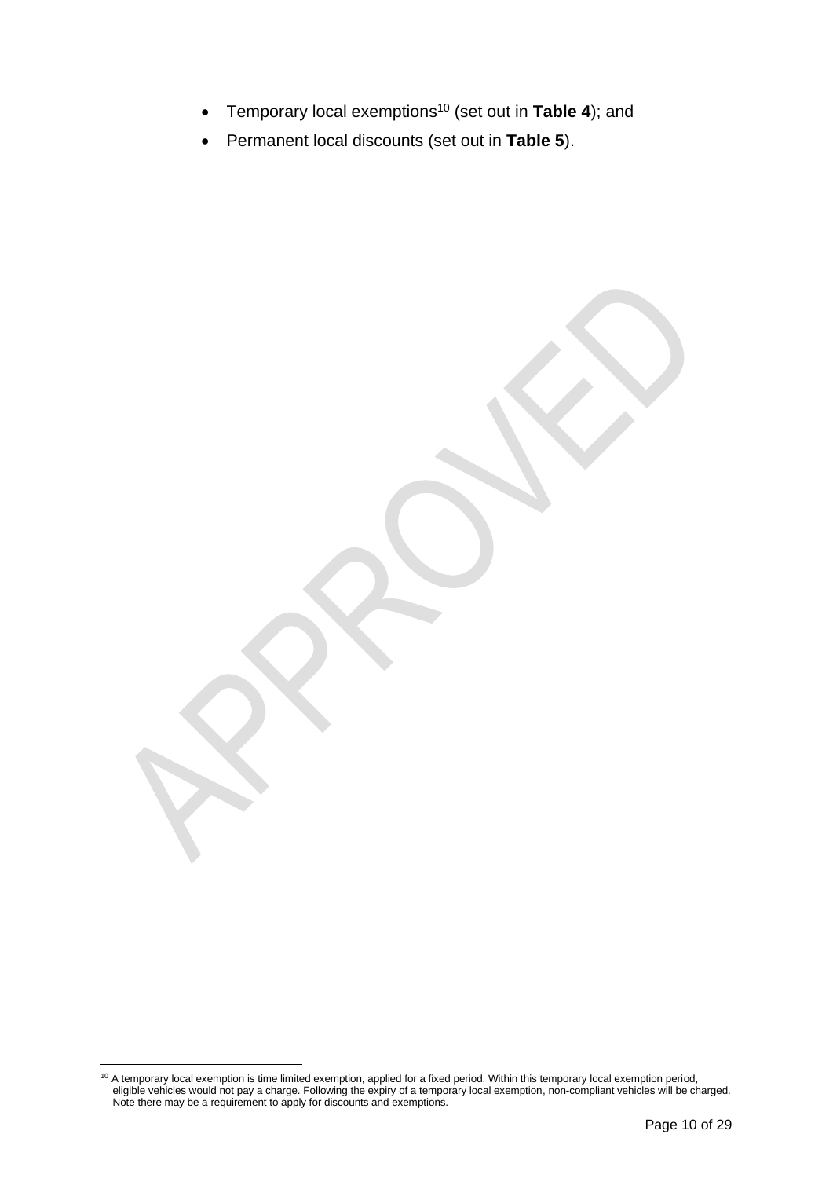- Temporary local exemptions[10] (set out in **Table 4**); and
- Permanent local discounts (set out in **Table 5**).

[10] A temporary local exemption is time limited exemption, applied for a fixed period. Within this temporary local exemption period, eligible vehicles would not pay a charge. Following the expiry of a temporary local exemption, non-compliant vehicles will be charged. Note there may be a requirement to apply for discounts and exemptions.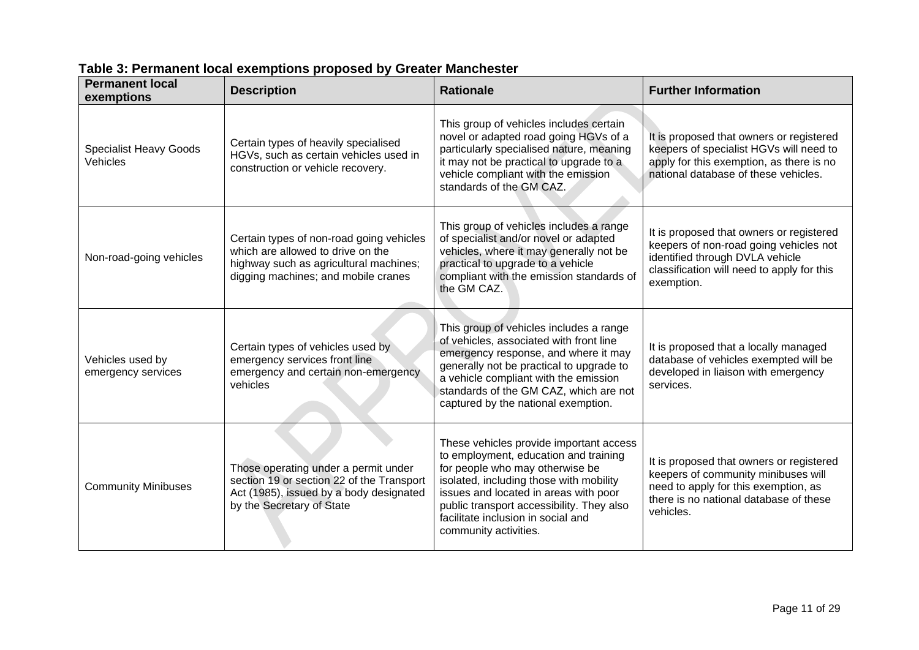**Table 3: Permanent local exemptions proposed by Greater Manchester**

| Permanent local exemptions | Description | Rationale | Further Information |
|---|---|---|---|
| Specialist Heavy Goods Vehicles | Certain types of heavily specialised HGVs, such as certain vehicles used in construction or vehicle recovery. | This group of vehicles includes certain novel or adapted road going HGVs of a particularly specialised nature, meaning it may not be practical to upgrade to a vehicle compliant with the emission standards of the GM CAZ. | It is proposed that owners or registered keepers of specialist HGVs will need to apply for this exemption, as there is no national database of these vehicles. |
| Non-road-going vehicles | Certain types of non-road going vehicles which are allowed to drive on the highway such as agricultural machines; digging machines; and mobile cranes | This group of vehicles includes a range of specialist and/or novel or adapted vehicles, where it may generally not be practical to upgrade to a vehicle compliant with the emission standards of the GM CAZ. | It is proposed that owners or registered keepers of non-road going vehicles not identified through DVLA vehicle classification will need to apply for this exemption. |
| Vehicles used by emergency services | Certain types of vehicles used by emergency services front line emergency and certain non-emergency vehicles | This group of vehicles includes a range of vehicles, associated with front line emergency response, and where it may generally not be practical to upgrade to a vehicle compliant with the emission standards of the GM CAZ, which are not captured by the national exemption. | It is proposed that a locally managed database of vehicles exempted will be developed in liaison with emergency services. |
| Community Minibuses | Those operating under a permit under section 19 or section 22 of the Transport Act (1985), issued by a body designated by the Secretary of State | These vehicles provide important access to employment, education and training for people who may otherwise be isolated, including those with mobility issues and located in areas with poor public transport accessibility. They also facilitate inclusion in social and community activities. | It is proposed that owners or registered keepers of community minibuses will need to apply for this exemption, as there is no national database of these vehicles. |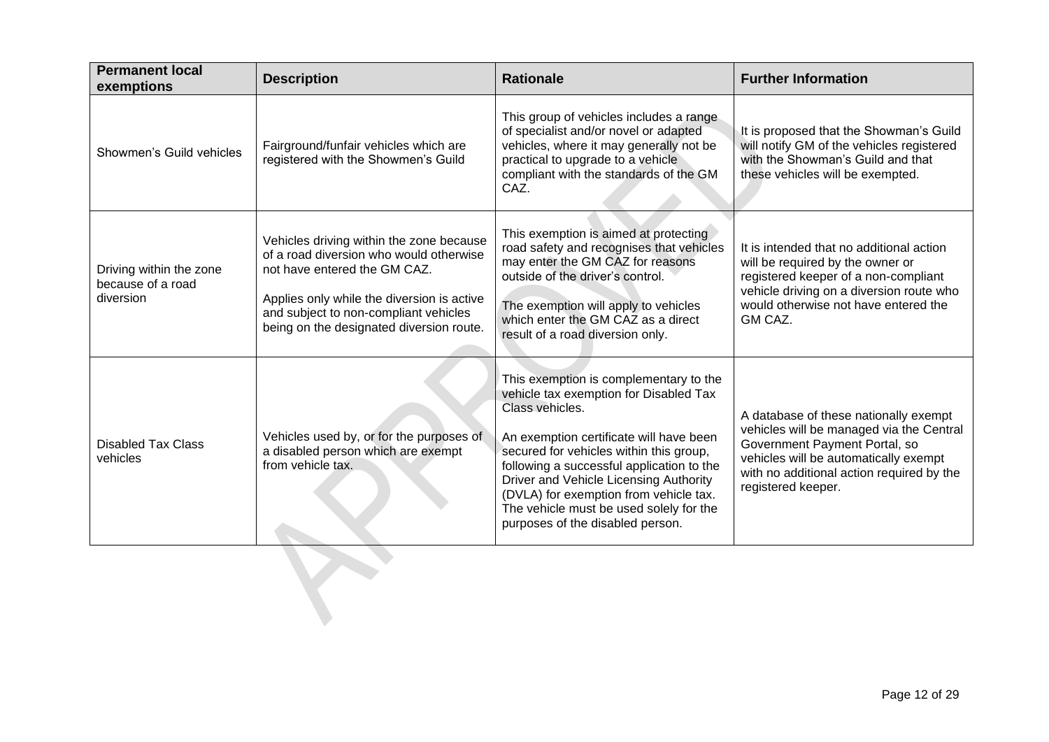| Permanent local exemptions | Description | Rationale | Further Information |
|---|---|---|---|
| Showmen's Guild vehicles | Fairground/funfair vehicles which are registered with the Showmen's Guild | This group of vehicles includes a range of specialist and/or novel or adapted vehicles, where it may generally not be practical to upgrade to a vehicle compliant with the standards of the GM CAZ. | It is proposed that the Showman's Guild will notify GM of the vehicles registered with the Showman's Guild and that these vehicles will be exempted. |
| Driving within the zone because of a road diversion | Vehicles driving within the zone because of a road diversion who would otherwise not have entered the GM CAZ.<br><br>Applies only while the diversion is active and subject to non-compliant vehicles being on the designated diversion route. | This exemption is aimed at protecting road safety and recognises that vehicles may enter the GM CAZ for reasons outside of the driver's control.<br><br>The exemption will apply to vehicles which enter the GM CAZ as a direct result of a road diversion only. | It is intended that no additional action will be required by the owner or registered keeper of a non-compliant vehicle driving on a diversion route who would otherwise not have entered the GM CAZ. |
| Disabled Tax Class vehicles | Vehicles used by, or for the purposes of a disabled person which are exempt from vehicle tax. | This exemption is complementary to the vehicle tax exemption for Disabled Tax Class vehicles.<br><br>An exemption certificate will have been secured for vehicles within this group, following a successful application to the Driver and Vehicle Licensing Authority (DVLA) for exemption from vehicle tax. The vehicle must be used solely for the purposes of the disabled person. | A database of these nationally exempt vehicles will be managed via the Central Government Payment Portal, so vehicles will be automatically exempt with no additional action required by the registered keeper. |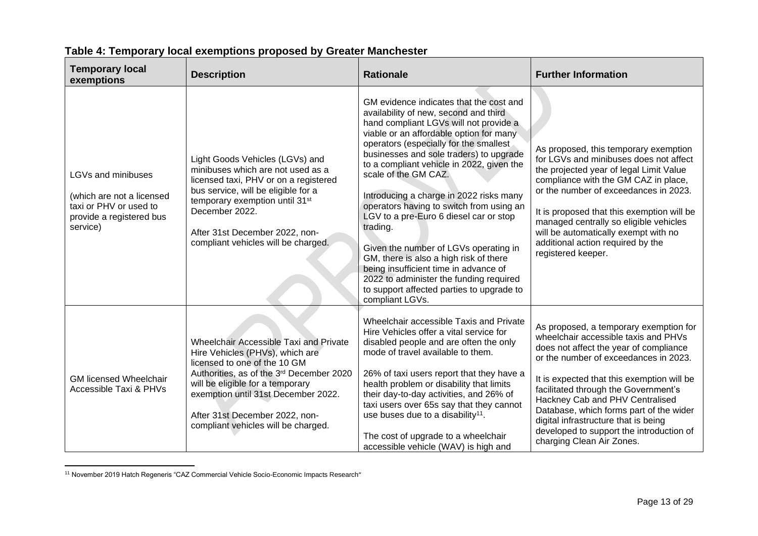**Table 4: Temporary local exemptions proposed by Greater Manchester**

| Temporary local exemptions | Description | Rationale | Further Information |
|---|---|---|---|
| LGVs and minibuses<br><br>(which are not a licensed taxi or PHV or used to provide a registered bus service) | Light Goods Vehicles (LGVs) and minibuses which are not used as a licensed taxi, PHV or on a registered bus service, will be eligible for a temporary exemption until 31st December 2022.<br><br>After 31st December 2022, non-compliant vehicles will be charged. | GM evidence indicates that the cost and availability of new, second and third hand compliant LGVs will not provide a viable or an affordable option for many operators (especially for the smallest businesses and sole traders) to upgrade to a compliant vehicle in 2022, given the scale of the GM CAZ.<br><br>Introducing a charge in 2022 risks many operators having to switch from using an LGV to a pre-Euro 6 diesel car or stop trading.<br><br>Given the number of LGVs operating in GM, there is also a high risk of there being insufficient time in advance of 2022 to administer the funding required to support affected parties to upgrade to compliant LGVs. | As proposed, this temporary exemption for LGVs and minibuses does not affect the projected year of legal Limit Value compliance with the GM CAZ in place, or the number of exceedances in 2023.<br><br>It is proposed that this exemption will be managed centrally so eligible vehicles will be automatically exempt with no additional action required by the registered keeper. |
| GM licensed Wheelchair Accessible Taxi & PHVs | Wheelchair Accessible Taxi and Private Hire Vehicles (PHVs), which are licensed to one of the 10 GM Authorities, as of the 3rd December 2020 will be eligible for a temporary exemption until 31st December 2022.<br><br>After 31st December 2022, non-compliant vehicles will be charged. | Wheelchair accessible Taxis and Private Hire Vehicles offer a vital service for disabled people and are often the only mode of travel available to them.<br><br>26% of taxi users report that they have a health problem or disability that limits their day-to-day activities, and 26% of taxi users over 65s say that they cannot use buses due to a disability[11].<br><br>The cost of upgrade to a wheelchair accessible vehicle (WAV) is high and | As proposed, a temporary exemption for wheelchair accessible taxis and PHVs does not affect the year of compliance or the number of exceedances in 2023.<br><br>It is expected that this exemption will be facilitated through the Government's Hackney Cab and PHV Centralised Database, which forms part of the wider digital infrastructure that is being developed to support the introduction of charging Clean Air Zones. |

[11] November 2019 Hatch Regeneris "CAZ Commercial Vehicle Socio-Economic Impacts Research"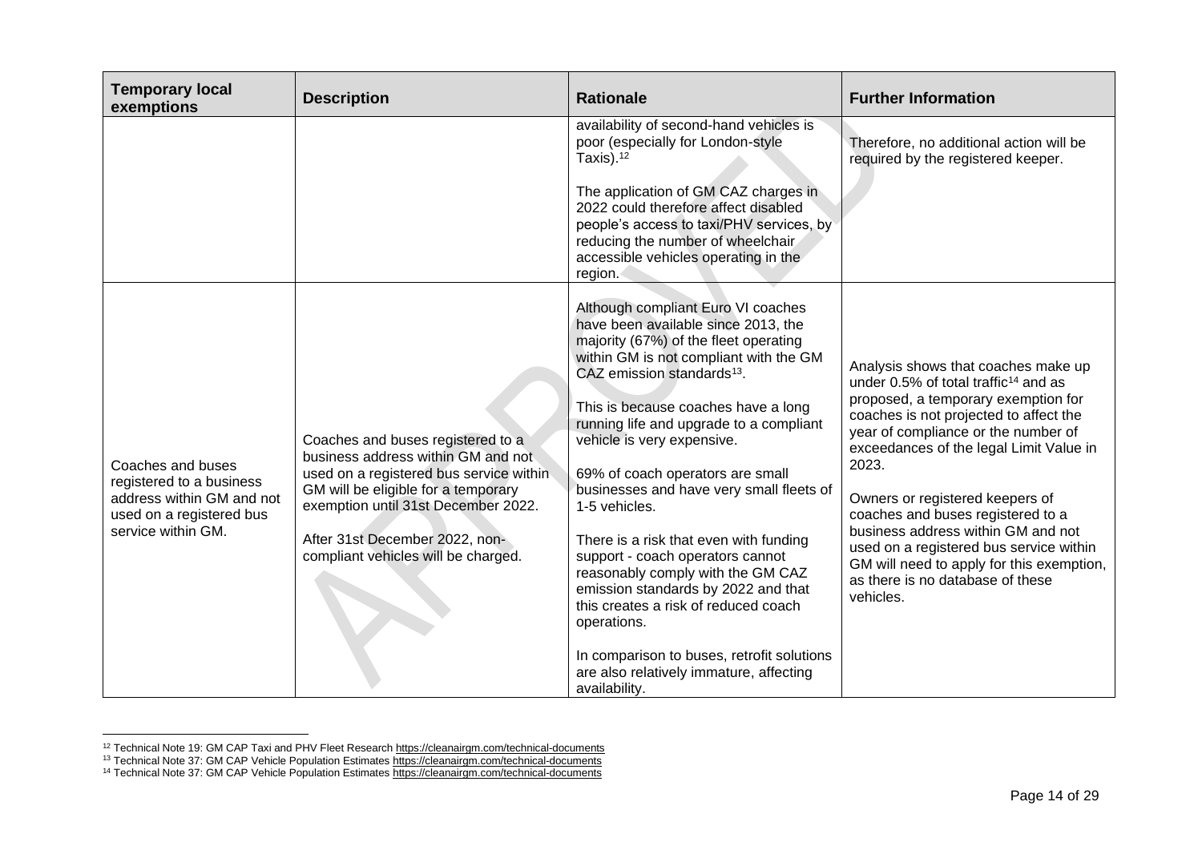| Temporary local exemptions | Description | Rationale | Further Information |
|---|---|---|---|
| | | availability of second-hand vehicles is poor (especially for London-style Taxis).[12]<br><br>The application of GM CAZ charges in 2022 could therefore affect disabled people's access to taxi/PHV services, by reducing the number of wheelchair accessible vehicles operating in the region. | Therefore, no additional action will be required by the registered keeper. |
| Coaches and buses registered to a business address within GM and not used on a registered bus service within GM. | Coaches and buses registered to a business address within GM and not used on a registered bus service within GM will be eligible for a temporary exemption until 31st December 2022.<br><br>After 31st December 2022, non-compliant vehicles will be charged. | Although compliant Euro VI coaches have been available since 2013, the majority (67%) of the fleet operating within GM is not compliant with the GM CAZ emission standards[13].<br><br>This is because coaches have a long running life and upgrade to a compliant vehicle is very expensive.<br><br>69% of coach operators are small businesses and have very small fleets of 1-5 vehicles.<br><br>There is a risk that even with funding support - coach operators cannot reasonably comply with the GM CAZ emission standards by 2022 and that this creates a risk of reduced coach operations.<br><br>In comparison to buses, retrofit solutions are also relatively immature, affecting availability. | Analysis shows that coaches make up under 0.5% of total traffic[14] and as proposed, a temporary exemption for coaches is not projected to affect the year of compliance or the number of exceedances of the legal Limit Value in 2023.<br><br>Owners or registered keepers of coaches and buses registered to a business address within GM and not used on a registered bus service within GM will need to apply for this exemption, as there is no database of these vehicles. |

[12] Technical Note 19: GM CAP Taxi and PHV Fleet Research https://cleanairgm.com/technical-documents

[13] Technical Note 37: GM CAP Vehicle Population Estimates https://cleanairgm.com/technical-documents

[14] Technical Note 37: GM CAP Vehicle Population Estimates https://cleanairgm.com/technical-documents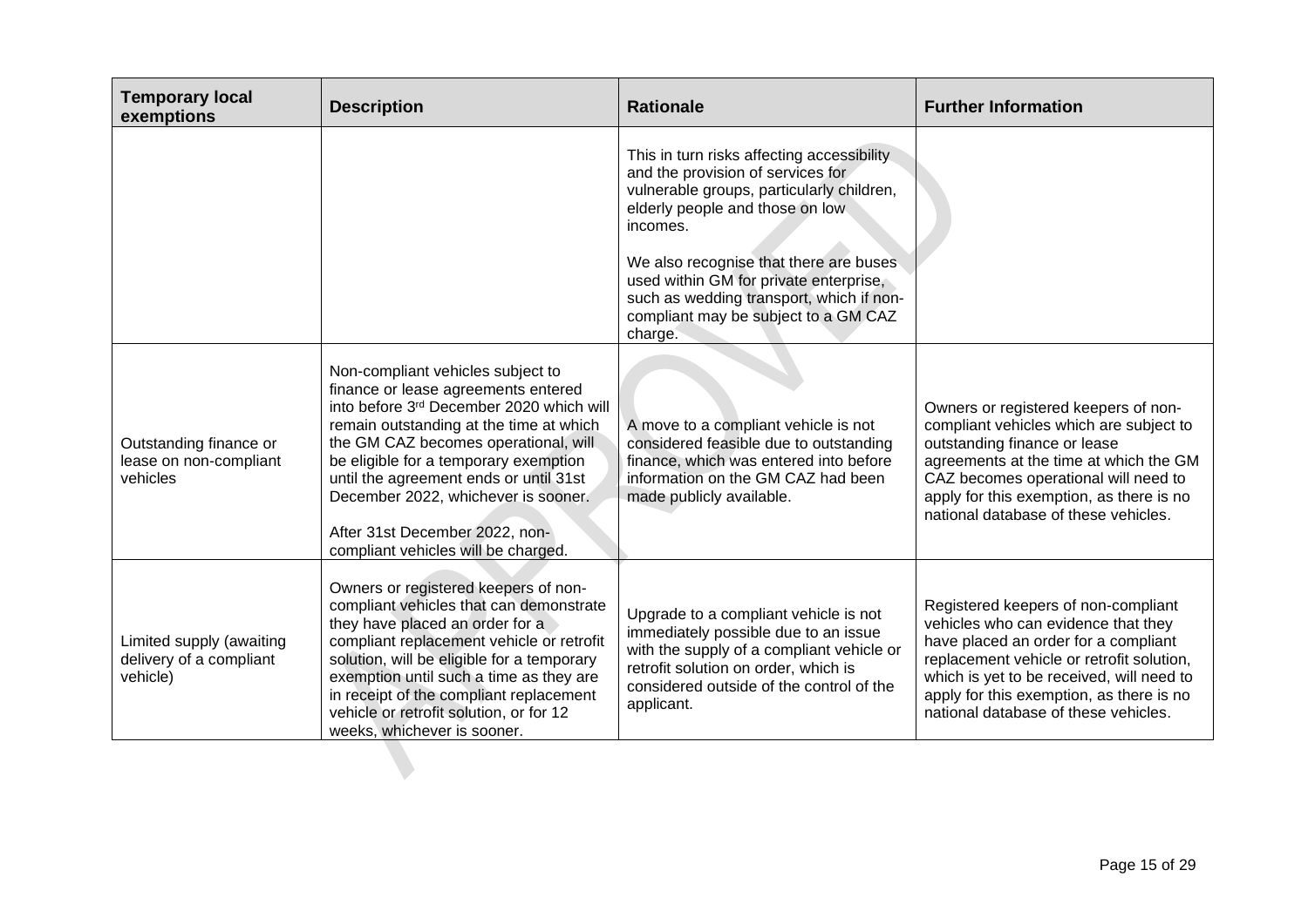| Temporary local exemptions | Description | Rationale | Further Information |
|---|---|---|---|
| | | This in turn risks affecting accessibility and the provision of services for vulnerable groups, particularly children, elderly people and those on low incomes.<br><br>We also recognise that there are buses used within GM for private enterprise, such as wedding transport, which if non-compliant may be subject to a GM CAZ charge. | |
| Outstanding finance or lease on non-compliant vehicles | Non-compliant vehicles subject to finance or lease agreements entered into before 3rd December 2020 which will remain outstanding at the time at which the GM CAZ becomes operational, will be eligible for a temporary exemption until the agreement ends or until 31st December 2022, whichever is sooner.<br><br>After 31st December 2022, non-compliant vehicles will be charged. | A move to a compliant vehicle is not considered feasible due to outstanding finance, which was entered into before information on the GM CAZ had been made publicly available. | Owners or registered keepers of non-compliant vehicles which are subject to outstanding finance or lease agreements at the time at which the GM CAZ becomes operational will need to apply for this exemption, as there is no national database of these vehicles. |
| Limited supply (awaiting delivery of a compliant vehicle) | Owners or registered keepers of non-compliant vehicles that can demonstrate they have placed an order for a compliant replacement vehicle or retrofit solution, will be eligible for a temporary exemption until such a time as they are in receipt of the compliant replacement vehicle or retrofit solution, or for 12 weeks, whichever is sooner. | Upgrade to a compliant vehicle is not immediately possible due to an issue with the supply of a compliant vehicle or retrofit solution on order, which is considered outside of the control of the applicant. | Registered keepers of non-compliant vehicles who can evidence that they have placed an order for a compliant replacement vehicle or retrofit solution, which is yet to be received, will need to apply for this exemption, as there is no national database of these vehicles. |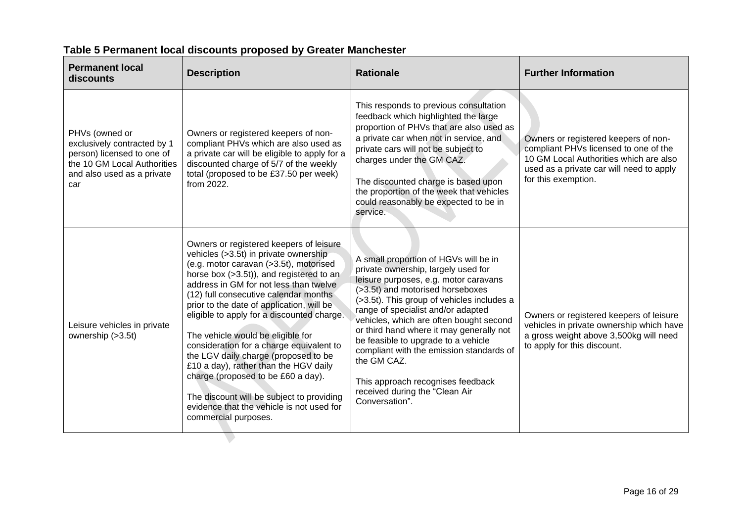**Table 5 Permanent local discounts proposed by Greater Manchester**

| Permanent local discounts | Description | Rationale | Further Information |
|---|---|---|---|
| PHVs (owned or exclusively contracted by 1 person) licensed to one of the 10 GM Local Authorities and also used as a private car | Owners or registered keepers of non-compliant PHVs which are also used as a private car will be eligible to apply for a discounted charge of 5/7 of the weekly total (proposed to be £37.50 per week) from 2022. | This responds to previous consultation feedback which highlighted the large proportion of PHVs that are also used as a private car when not in service, and private cars will not be subject to charges under the GM CAZ.<br><br>The discounted charge is based upon the proportion of the week that vehicles could reasonably be expected to be in service. | Owners or registered keepers of non-compliant PHVs licensed to one of the 10 GM Local Authorities which are also used as a private car will need to apply for this exemption. |
| Leisure vehicles in private ownership (>3.5t) | Owners or registered keepers of leisure vehicles (>3.5t) in private ownership (e.g. motor caravan (>3.5t), motorised horse box (>3.5t)), and registered to an address in GM for not less than twelve (12) full consecutive calendar months prior to the date of application, will be eligible to apply for a discounted charge.<br><br>The vehicle would be eligible for consideration for a charge equivalent to the LGV daily charge (proposed to be £10 a day), rather than the HGV daily charge (proposed to be £60 a day).<br><br>The discount will be subject to providing evidence that the vehicle is not used for commercial purposes. | A small proportion of HGVs will be in private ownership, largely used for leisure purposes, e.g. motor caravans (>3.5t) and motorised horseboxes (>3.5t). This group of vehicles includes a range of specialist and/or adapted vehicles, which are often bought second or third hand where it may generally not be feasible to upgrade to a vehicle compliant with the emission standards of the GM CAZ.<br><br>This approach recognises feedback received during the "Clean Air Conversation". | Owners or registered keepers of leisure vehicles in private ownership which have a gross weight above 3,500kg will need to apply for this discount. |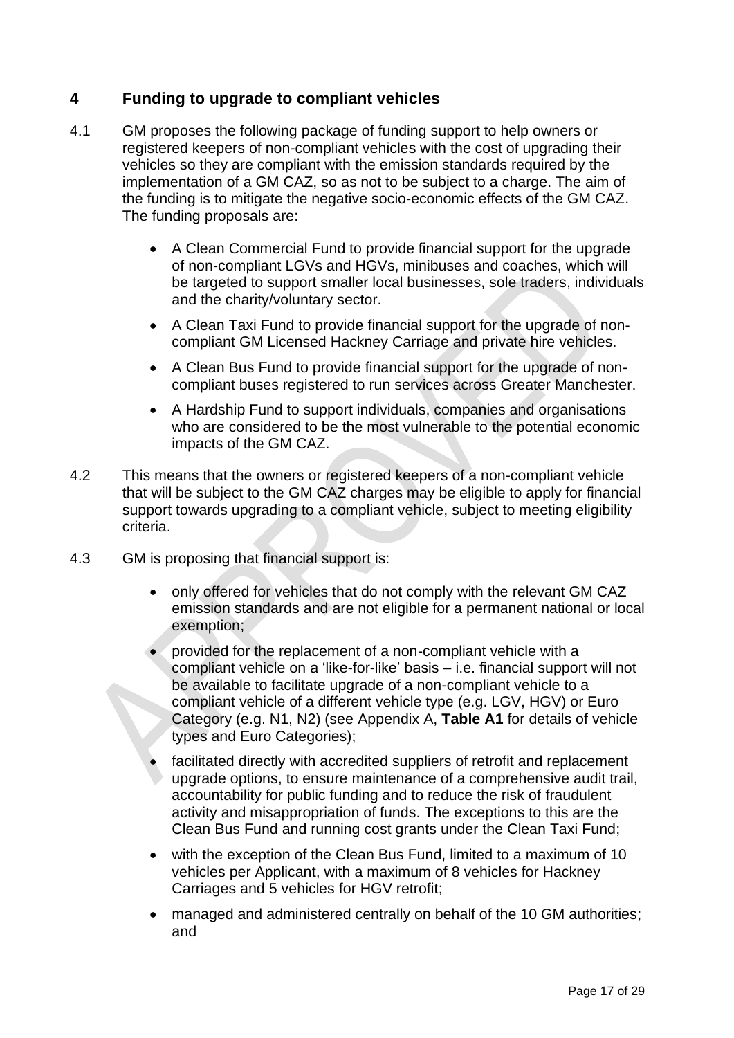## 4 Funding to upgrade to compliant vehicles

4.1 GM proposes the following package of funding support to help owners or registered keepers of non-compliant vehicles with the cost of upgrading their vehicles so they are compliant with the emission standards required by the implementation of a GM CAZ, so as not to be subject to a charge. The aim of the funding is to mitigate the negative socio-economic effects of the GM CAZ. The funding proposals are:

- A Clean Commercial Fund to provide financial support for the upgrade of non-compliant LGVs and HGVs, minibuses and coaches, which will be targeted to support smaller local businesses, sole traders, individuals and the charity/voluntary sector.
- A Clean Taxi Fund to provide financial support for the upgrade of non-compliant GM Licensed Hackney Carriage and private hire vehicles.
- A Clean Bus Fund to provide financial support for the upgrade of non-compliant buses registered to run services across Greater Manchester.
- A Hardship Fund to support individuals, companies and organisations who are considered to be the most vulnerable to the potential economic impacts of the GM CAZ.

4.2 This means that the owners or registered keepers of a non-compliant vehicle that will be subject to the GM CAZ charges may be eligible to apply for financial support towards upgrading to a compliant vehicle, subject to meeting eligibility criteria.

4.3 GM is proposing that financial support is:

- only offered for vehicles that do not comply with the relevant GM CAZ emission standards and are not eligible for a permanent national or local exemption;
- provided for the replacement of a non-compliant vehicle with a compliant vehicle on a 'like-for-like' basis – i.e. financial support will not be available to facilitate upgrade of a non-compliant vehicle to a compliant vehicle of a different vehicle type (e.g. LGV, HGV) or Euro Category (e.g. N1, N2) (see Appendix A, **Table A1** for details of vehicle types and Euro Categories);
- facilitated directly with accredited suppliers of retrofit and replacement upgrade options, to ensure maintenance of a comprehensive audit trail, accountability for public funding and to reduce the risk of fraudulent activity and misappropriation of funds. The exceptions to this are the Clean Bus Fund and running cost grants under the Clean Taxi Fund;
- with the exception of the Clean Bus Fund, limited to a maximum of 10 vehicles per Applicant, with a maximum of 8 vehicles for Hackney Carriages and 5 vehicles for HGV retrofit;
- managed and administered centrally on behalf of the 10 GM authorities; and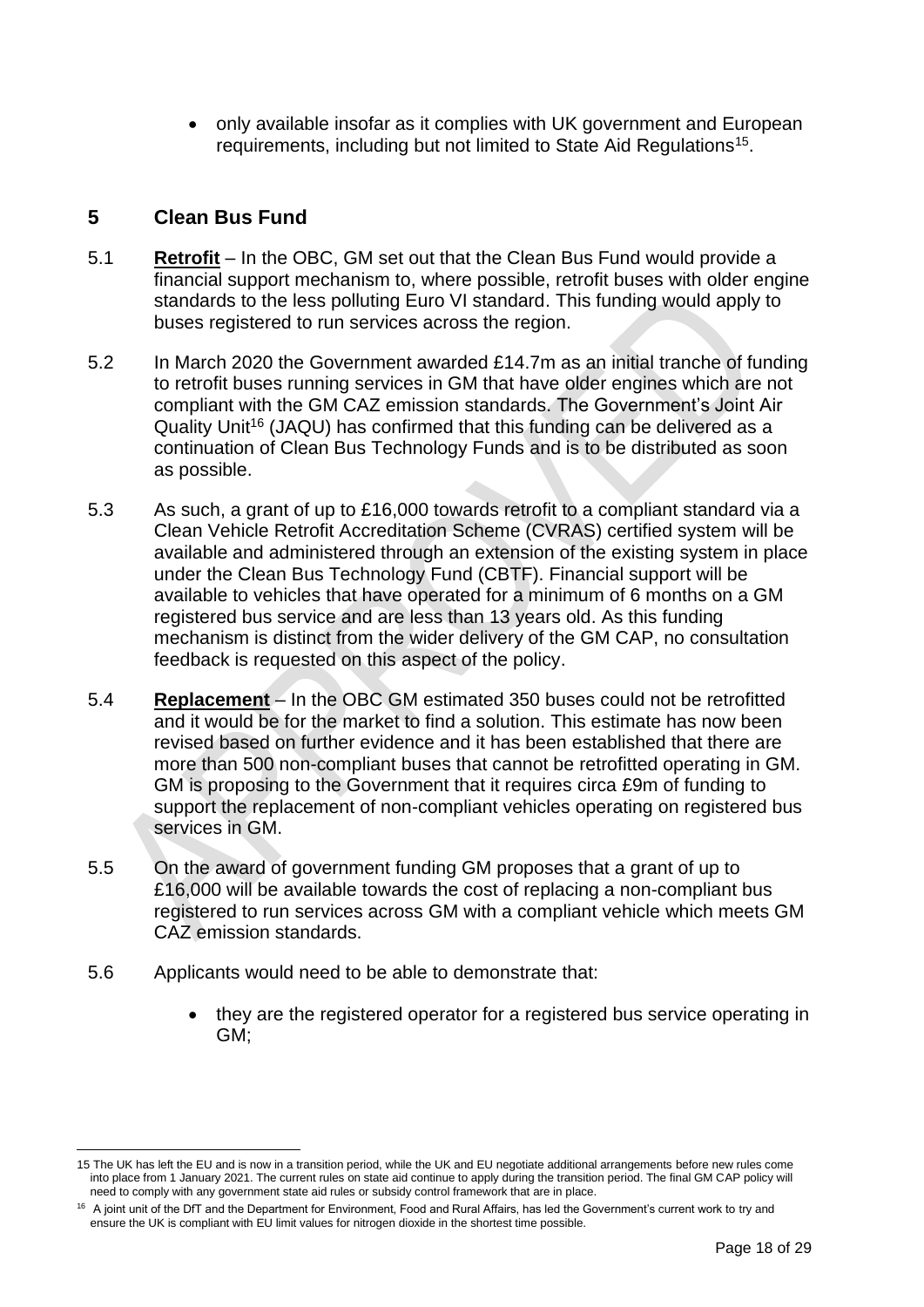- only available insofar as it complies with UK government and European requirements, including but not limited to State Aid Regulations[15].

## 5 Clean Bus Fund

5.1 **Retrofit** – In the OBC, GM set out that the Clean Bus Fund would provide a financial support mechanism to, where possible, retrofit buses with older engine standards to the less polluting Euro VI standard. This funding would apply to buses registered to run services across the region.

5.2 In March 2020 the Government awarded £14.7m as an initial tranche of funding to retrofit buses running services in GM that have older engines which are not compliant with the GM CAZ emission standards. The Government's Joint Air Quality Unit[16] (JAQU) has confirmed that this funding can be delivered as a continuation of Clean Bus Technology Funds and is to be distributed as soon as possible.

5.3 As such, a grant of up to £16,000 towards retrofit to a compliant standard via a Clean Vehicle Retrofit Accreditation Scheme (CVRAS) certified system will be available and administered through an extension of the existing system in place under the Clean Bus Technology Fund (CBTF). Financial support will be available to vehicles that have operated for a minimum of 6 months on a GM registered bus service and are less than 13 years old. As this funding mechanism is distinct from the wider delivery of the GM CAP, no consultation feedback is requested on this aspect of the policy.

5.4 **Replacement** – In the OBC GM estimated 350 buses could not be retrofitted and it would be for the market to find a solution. This estimate has now been revised based on further evidence and it has been established that there are more than 500 non-compliant buses that cannot be retrofitted operating in GM. GM is proposing to the Government that it requires circa £9m of funding to support the replacement of non-compliant vehicles operating on registered bus services in GM.

5.5 On the award of government funding GM proposes that a grant of up to £16,000 will be available towards the cost of replacing a non-compliant bus registered to run services across GM with a compliant vehicle which meets GM CAZ emission standards.

5.6 Applicants would need to be able to demonstrate that:

- they are the registered operator for a registered bus service operating in GM;

---

15 The UK has left the EU and is now in a transition period, while the UK and EU negotiate additional arrangements before new rules come into place from 1 January 2021. The current rules on state aid continue to apply during the transition period. The final GM CAP policy will need to comply with any government state aid rules or subsidy control framework that are in place.

16 A joint unit of the DfT and the Department for Environment, Food and Rural Affairs, has led the Government's current work to try and ensure the UK is compliant with EU limit values for nitrogen dioxide in the shortest time possible.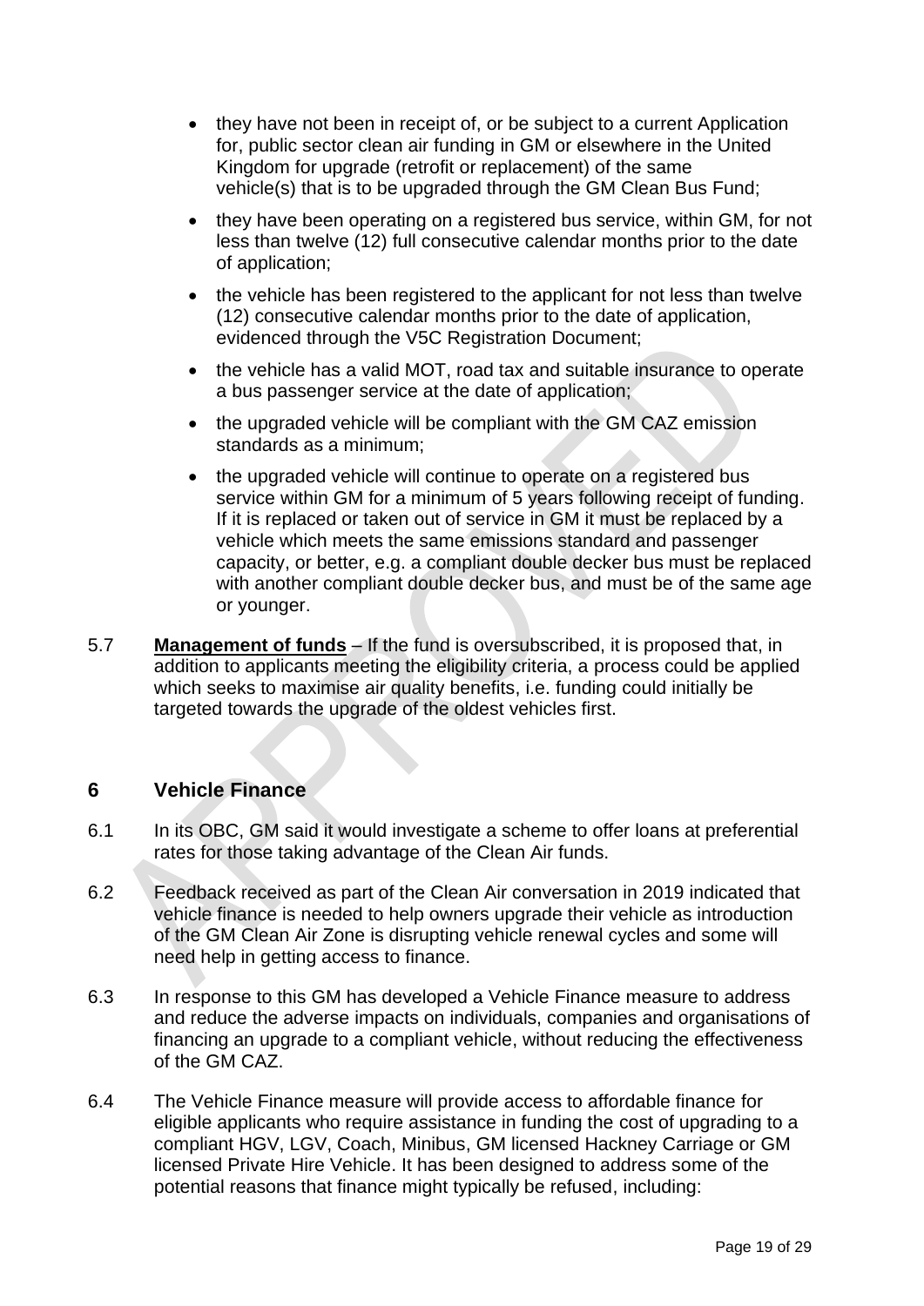- they have not been in receipt of, or be subject to a current Application for, public sector clean air funding in GM or elsewhere in the United Kingdom for upgrade (retrofit or replacement) of the same vehicle(s) that is to be upgraded through the GM Clean Bus Fund;
- they have been operating on a registered bus service, within GM, for not less than twelve (12) full consecutive calendar months prior to the date of application;
- the vehicle has been registered to the applicant for not less than twelve (12) consecutive calendar months prior to the date of application, evidenced through the V5C Registration Document;
- the vehicle has a valid MOT, road tax and suitable insurance to operate a bus passenger service at the date of application;
- the upgraded vehicle will be compliant with the GM CAZ emission standards as a minimum;
- the upgraded vehicle will continue to operate on a registered bus service within GM for a minimum of 5 years following receipt of funding. If it is replaced or taken out of service in GM it must be replaced by a vehicle which meets the same emissions standard and passenger capacity, or better, e.g. a compliant double decker bus must be replaced with another compliant double decker bus, and must be of the same age or younger.

5.7 **Management of funds** – If the fund is oversubscribed, it is proposed that, in addition to applicants meeting the eligibility criteria, a process could be applied which seeks to maximise air quality benefits, i.e. funding could initially be targeted towards the upgrade of the oldest vehicles first.

## 6 Vehicle Finance

6.1 In its OBC, GM said it would investigate a scheme to offer loans at preferential rates for those taking advantage of the Clean Air funds.

6.2 Feedback received as part of the Clean Air conversation in 2019 indicated that vehicle finance is needed to help owners upgrade their vehicle as introduction of the GM Clean Air Zone is disrupting vehicle renewal cycles and some will need help in getting access to finance.

6.3 In response to this GM has developed a Vehicle Finance measure to address and reduce the adverse impacts on individuals, companies and organisations of financing an upgrade to a compliant vehicle, without reducing the effectiveness of the GM CAZ.

6.4 The Vehicle Finance measure will provide access to affordable finance for eligible applicants who require assistance in funding the cost of upgrading to a compliant HGV, LGV, Coach, Minibus, GM licensed Hackney Carriage or GM licensed Private Hire Vehicle. It has been designed to address some of the potential reasons that finance might typically be refused, including: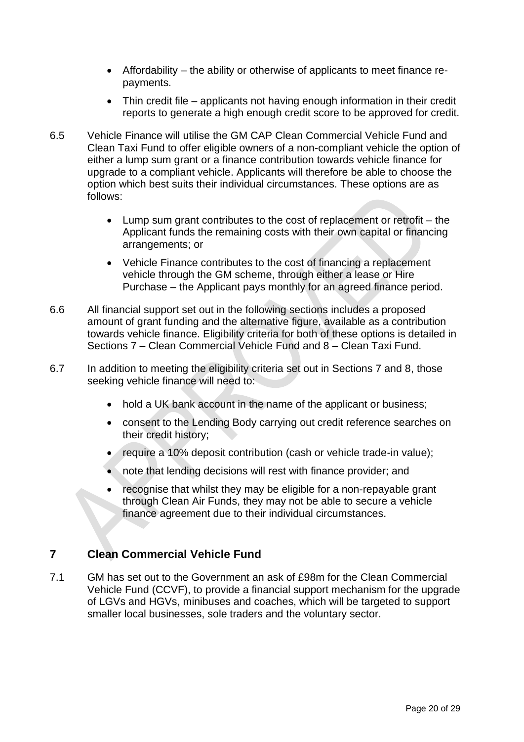- Affordability – the ability or otherwise of applicants to meet finance re-payments.
- Thin credit file – applicants not having enough information in their credit reports to generate a high enough credit score to be approved for credit.

6.5 Vehicle Finance will utilise the GM CAP Clean Commercial Vehicle Fund and Clean Taxi Fund to offer eligible owners of a non-compliant vehicle the option of either a lump sum grant or a finance contribution towards vehicle finance for upgrade to a compliant vehicle. Applicants will therefore be able to choose the option which best suits their individual circumstances. These options are as follows:

- Lump sum grant contributes to the cost of replacement or retrofit – the Applicant funds the remaining costs with their own capital or financing arrangements; or
- Vehicle Finance contributes to the cost of financing a replacement vehicle through the GM scheme, through either a lease or Hire Purchase – the Applicant pays monthly for an agreed finance period.

6.6 All financial support set out in the following sections includes a proposed amount of grant funding and the alternative figure, available as a contribution towards vehicle finance. Eligibility criteria for both of these options is detailed in Sections 7 – Clean Commercial Vehicle Fund and 8 – Clean Taxi Fund.

6.7 In addition to meeting the eligibility criteria set out in Sections 7 and 8, those seeking vehicle finance will need to:

- hold a UK bank account in the name of the applicant or business;
- consent to the Lending Body carrying out credit reference searches on their credit history;
- require a 10% deposit contribution (cash or vehicle trade-in value);
- note that lending decisions will rest with finance provider; and
- recognise that whilst they may be eligible for a non-repayable grant through Clean Air Funds, they may not be able to secure a vehicle finance agreement due to their individual circumstances.

## 7 Clean Commercial Vehicle Fund

7.1 GM has set out to the Government an ask of £98m for the Clean Commercial Vehicle Fund (CCVF), to provide a financial support mechanism for the upgrade of LGVs and HGVs, minibuses and coaches, which will be targeted to support smaller local businesses, sole traders and the voluntary sector.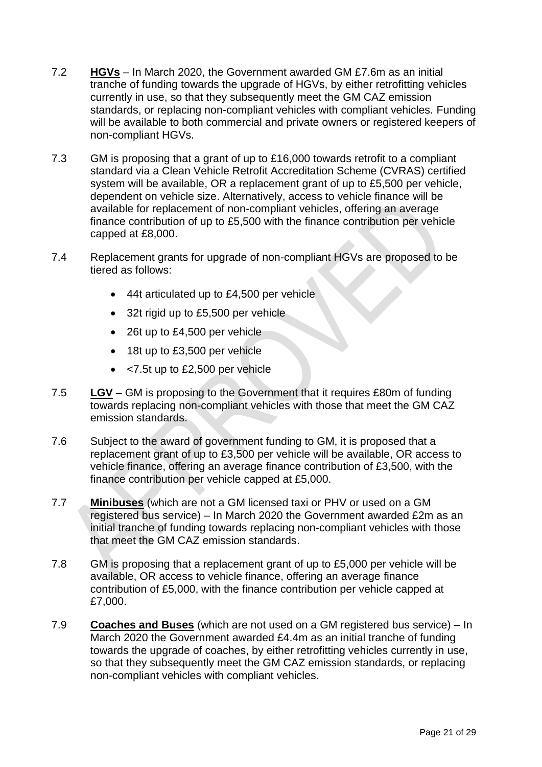7.2 **HGVs** – In March 2020, the Government awarded GM £7.6m as an initial tranche of funding towards the upgrade of HGVs, by either retrofitting vehicles currently in use, so that they subsequently meet the GM CAZ emission standards, or replacing non-compliant vehicles with compliant vehicles. Funding will be available to both commercial and private owners or registered keepers of non-compliant HGVs.

7.3 GM is proposing that a grant of up to £16,000 towards retrofit to a compliant standard via a Clean Vehicle Retrofit Accreditation Scheme (CVRAS) certified system will be available, OR a replacement grant of up to £5,500 per vehicle, dependent on vehicle size. Alternatively, access to vehicle finance will be available for replacement of non-compliant vehicles, offering an average finance contribution of up to £5,500 with the finance contribution per vehicle capped at £8,000.

7.4 Replacement grants for upgrade of non-compliant HGVs are proposed to be tiered as follows:

- 44t articulated up to £4,500 per vehicle
- 32t rigid up to £5,500 per vehicle
- 26t up to £4,500 per vehicle
- 18t up to £3,500 per vehicle
- <7.5t up to £2,500 per vehicle

7.5 **LGV** – GM is proposing to the Government that it requires £80m of funding towards replacing non-compliant vehicles with those that meet the GM CAZ emission standards.

7.6 Subject to the award of government funding to GM, it is proposed that a replacement grant of up to £3,500 per vehicle will be available, OR access to vehicle finance, offering an average finance contribution of £3,500, with the finance contribution per vehicle capped at £5,000.

7.7 **Minibuses** (which are not a GM licensed taxi or PHV or used on a GM registered bus service) – In March 2020 the Government awarded £2m as an initial tranche of funding towards replacing non-compliant vehicles with those that meet the GM CAZ emission standards.

7.8 GM is proposing that a replacement grant of up to £5,000 per vehicle will be available, OR access to vehicle finance, offering an average finance contribution of £5,000, with the finance contribution per vehicle capped at £7,000.

7.9 **Coaches and Buses** (which are not used on a GM registered bus service) – In March 2020 the Government awarded £4.4m as an initial tranche of funding towards the upgrade of coaches, by either retrofitting vehicles currently in use, so that they subsequently meet the GM CAZ emission standards, or replacing non-compliant vehicles with compliant vehicles.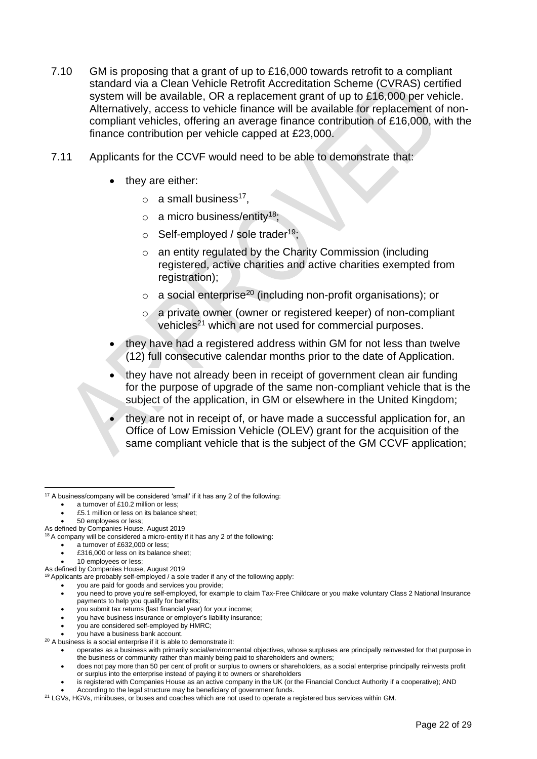7.10 GM is proposing that a grant of up to £16,000 towards retrofit to a compliant standard via a Clean Vehicle Retrofit Accreditation Scheme (CVRAS) certified system will be available, OR a replacement grant of up to £16,000 per vehicle. Alternatively, access to vehicle finance will be available for replacement of non-compliant vehicles, offering an average finance contribution of £16,000, with the finance contribution per vehicle capped at £23,000.

7.11 Applicants for the CCVF would need to be able to demonstrate that:

- they are either:
  - a small business[17],
  - a micro business/entity[18];
  - Self-employed / sole trader[19];
  - an entity regulated by the Charity Commission (including registered, active charities and active charities exempted from registration);
  - a social enterprise[20] (including non-profit organisations); or
  - a private owner (owner or registered keeper) of non-compliant vehicles[21] which are not used for commercial purposes.
- they have had a registered address within GM for not less than twelve (12) full consecutive calendar months prior to the date of Application.
- they have not already been in receipt of government clean air funding for the purpose of upgrade of the same non-compliant vehicle that is the subject of the application, in GM or elsewhere in the United Kingdom;
- they are not in receipt of, or have made a successful application for, an Office of Low Emission Vehicle (OLEV) grant for the acquisition of the same compliant vehicle that is the subject of the GM CCVF application;

---

[17] A business/company will be considered 'small' if it has any 2 of the following:
- a turnover of £10.2 million or less;
- £5.1 million or less on its balance sheet;
- 50 employees or less;

As defined by Companies House, August 2019

[18] A company will be considered a micro-entity if it has any 2 of the following:
- a turnover of £632,000 or less;
- £316,000 or less on its balance sheet;
- 10 employees or less;

As defined by Companies House, August 2019

[19] Applicants are probably self-employed / a sole trader if any of the following apply:
- you are paid for goods and services you provide;
- you need to prove you're self-employed, for example to claim Tax-Free Childcare or you make voluntary Class 2 National Insurance payments to help you qualify for benefits;
- you submit tax returns (last financial year) for your income;
- you have business insurance or employer's liability insurance;
- you are considered self-employed by HMRC;
- you have a business bank account.

[20] A business is a social enterprise if it is able to demonstrate it:
- operates as a business with primarily social/environmental objectives, whose surpluses are principally reinvested for that purpose in the business or community rather than mainly being paid to shareholders and owners;
- does not pay more than 50 per cent of profit or surplus to owners or shareholders, as a social enterprise principally reinvests profit or surplus into the enterprise instead of paying it to owners or shareholders
- is registered with Companies House as an active company in the UK (or the Financial Conduct Authority if a cooperative); AND
- According to the legal structure may be beneficiary of government funds.

[21] LGVs, HGVs, minibuses, or buses and coaches which are not used to operate a registered bus services within GM.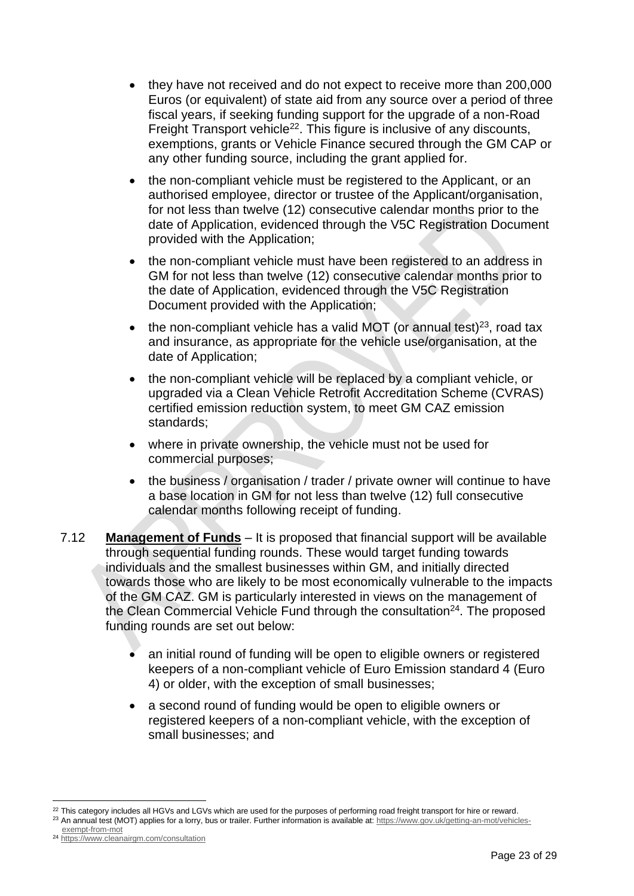- they have not received and do not expect to receive more than 200,000 Euros (or equivalent) of state aid from any source over a period of three fiscal years, if seeking funding support for the upgrade of a non-Road Freight Transport vehicle[22]. This figure is inclusive of any discounts, exemptions, grants or Vehicle Finance secured through the GM CAP or any other funding source, including the grant applied for.
- the non-compliant vehicle must be registered to the Applicant, or an authorised employee, director or trustee of the Applicant/organisation, for not less than twelve (12) consecutive calendar months prior to the date of Application, evidenced through the V5C Registration Document provided with the Application;
- the non-compliant vehicle must have been registered to an address in GM for not less than twelve (12) consecutive calendar months prior to the date of Application, evidenced through the V5C Registration Document provided with the Application;
- the non-compliant vehicle has a valid MOT (or annual test)[23], road tax and insurance, as appropriate for the vehicle use/organisation, at the date of Application;
- the non-compliant vehicle will be replaced by a compliant vehicle, or upgraded via a Clean Vehicle Retrofit Accreditation Scheme (CVRAS) certified emission reduction system, to meet GM CAZ emission standards;
- where in private ownership, the vehicle must not be used for commercial purposes;
- the business / organisation / trader / private owner will continue to have a base location in GM for not less than twelve (12) full consecutive calendar months following receipt of funding.

7.12 **Management of Funds** – It is proposed that financial support will be available through sequential funding rounds. These would target funding towards individuals and the smallest businesses within GM, and initially directed towards those who are likely to be most economically vulnerable to the impacts of the GM CAZ. GM is particularly interested in views on the management of the Clean Commercial Vehicle Fund through the consultation[24]. The proposed funding rounds are set out below:

- an initial round of funding will be open to eligible owners or registered keepers of a non-compliant vehicle of Euro Emission standard 4 (Euro 4) or older, with the exception of small businesses;
- a second round of funding would be open to eligible owners or registered keepers of a non-compliant vehicle, with the exception of small businesses; and

---

[22] This category includes all HGVs and LGVs which are used for the purposes of performing road freight transport for hire or reward.

[23] An annual test (MOT) applies for a lorry, bus or trailer. Further information is available at: https://www.gov.uk/getting-an-mot/vehicles-exempt-from-mot

[24] https://www.cleanairgm.com/consultation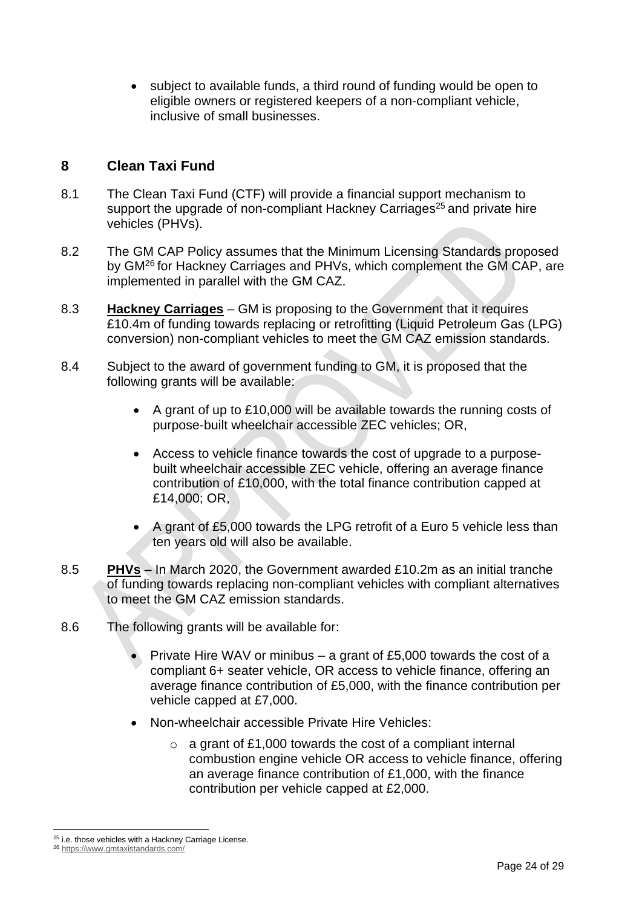- subject to available funds, a third round of funding would be open to eligible owners or registered keepers of a non-compliant vehicle, inclusive of small businesses.

## 8 Clean Taxi Fund

8.1 The Clean Taxi Fund (CTF) will provide a financial support mechanism to support the upgrade of non-compliant Hackney Carriages[25] and private hire vehicles (PHVs).

8.2 The GM CAP Policy assumes that the Minimum Licensing Standards proposed by GM[26] for Hackney Carriages and PHVs, which complement the GM CAP, are implemented in parallel with the GM CAZ.

8.3 **Hackney Carriages** – GM is proposing to the Government that it requires £10.4m of funding towards replacing or retrofitting (Liquid Petroleum Gas (LPG) conversion) non-compliant vehicles to meet the GM CAZ emission standards.

8.4 Subject to the award of government funding to GM, it is proposed that the following grants will be available:

- A grant of up to £10,000 will be available towards the running costs of purpose-built wheelchair accessible ZEC vehicles; OR,
- Access to vehicle finance towards the cost of upgrade to a purpose-built wheelchair accessible ZEC vehicle, offering an average finance contribution of £10,000, with the total finance contribution capped at £14,000; OR,
- A grant of £5,000 towards the LPG retrofit of a Euro 5 vehicle less than ten years old will also be available.

8.5 **PHVs** – In March 2020, the Government awarded £10.2m as an initial tranche of funding towards replacing non-compliant vehicles with compliant alternatives to meet the GM CAZ emission standards.

8.6 The following grants will be available for:

- Private Hire WAV or minibus – a grant of £5,000 towards the cost of a compliant 6+ seater vehicle, OR access to vehicle finance, offering an average finance contribution of £5,000, with the finance contribution per vehicle capped at £7,000.
- Non-wheelchair accessible Private Hire Vehicles:
  - a grant of £1,000 towards the cost of a compliant internal combustion engine vehicle OR access to vehicle finance, offering an average finance contribution of £1,000, with the finance contribution per vehicle capped at £2,000.

---

[25] i.e. those vehicles with a Hackney Carriage License.

[26] https://www.gmtaxistandards.com/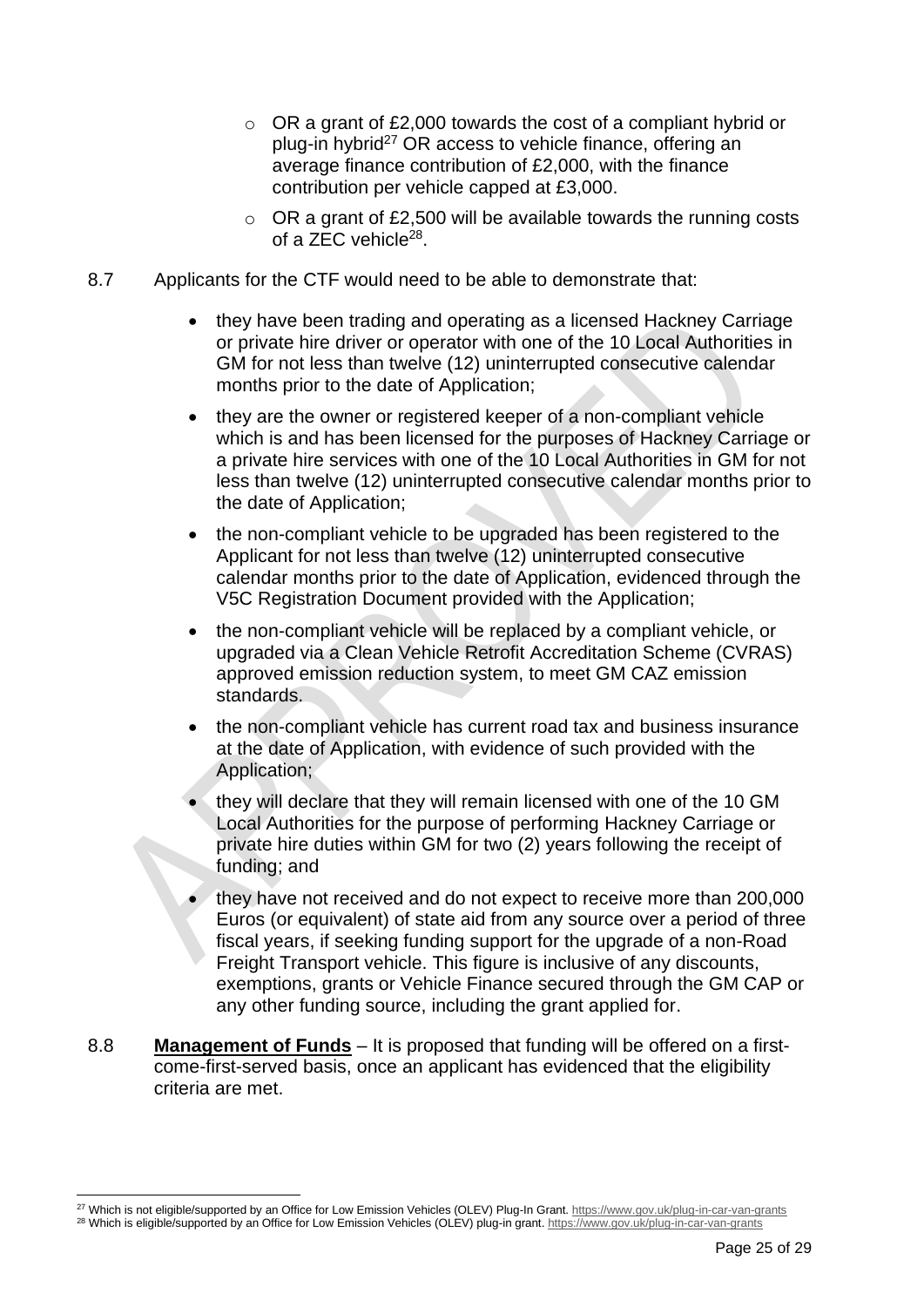- OR a grant of £2,000 towards the cost of a compliant hybrid or plug-in hybrid[27] OR access to vehicle finance, offering an average finance contribution of £2,000, with the finance contribution per vehicle capped at £3,000.
   - OR a grant of £2,500 will be available towards the running costs of a ZEC vehicle[28].

8.7 Applicants for the CTF would need to be able to demonstrate that:

- they have been trading and operating as a licensed Hackney Carriage or private hire driver or operator with one of the 10 Local Authorities in GM for not less than twelve (12) uninterrupted consecutive calendar months prior to the date of Application;
- they are the owner or registered keeper of a non-compliant vehicle which is and has been licensed for the purposes of Hackney Carriage or a private hire services with one of the 10 Local Authorities in GM for not less than twelve (12) uninterrupted consecutive calendar months prior to the date of Application;
- the non-compliant vehicle to be upgraded has been registered to the Applicant for not less than twelve (12) uninterrupted consecutive calendar months prior to the date of Application, evidenced through the V5C Registration Document provided with the Application;
- the non-compliant vehicle will be replaced by a compliant vehicle, or upgraded via a Clean Vehicle Retrofit Accreditation Scheme (CVRAS) approved emission reduction system, to meet GM CAZ emission standards.
- the non-compliant vehicle has current road tax and business insurance at the date of Application, with evidence of such provided with the Application;
- they will declare that they will remain licensed with one of the 10 GM Local Authorities for the purpose of performing Hackney Carriage or private hire duties within GM for two (2) years following the receipt of funding; and
- they have not received and do not expect to receive more than 200,000 Euros (or equivalent) of state aid from any source over a period of three fiscal years, if seeking funding support for the upgrade of a non-Road Freight Transport vehicle. This figure is inclusive of any discounts, exemptions, grants or Vehicle Finance secured through the GM CAP or any other funding source, including the grant applied for.

8.8 **Management of Funds** – It is proposed that funding will be offered on a first-come-first-served basis, once an applicant has evidenced that the eligibility criteria are met.

[27] Which is not eligible/supported by an Office for Low Emission Vehicles (OLEV) Plug-In Grant. https://www.gov.uk/plug-in-car-van-grants

[28] Which is eligible/supported by an Office for Low Emission Vehicles (OLEV) plug-in grant. https://www.gov.uk/plug-in-car-van-grants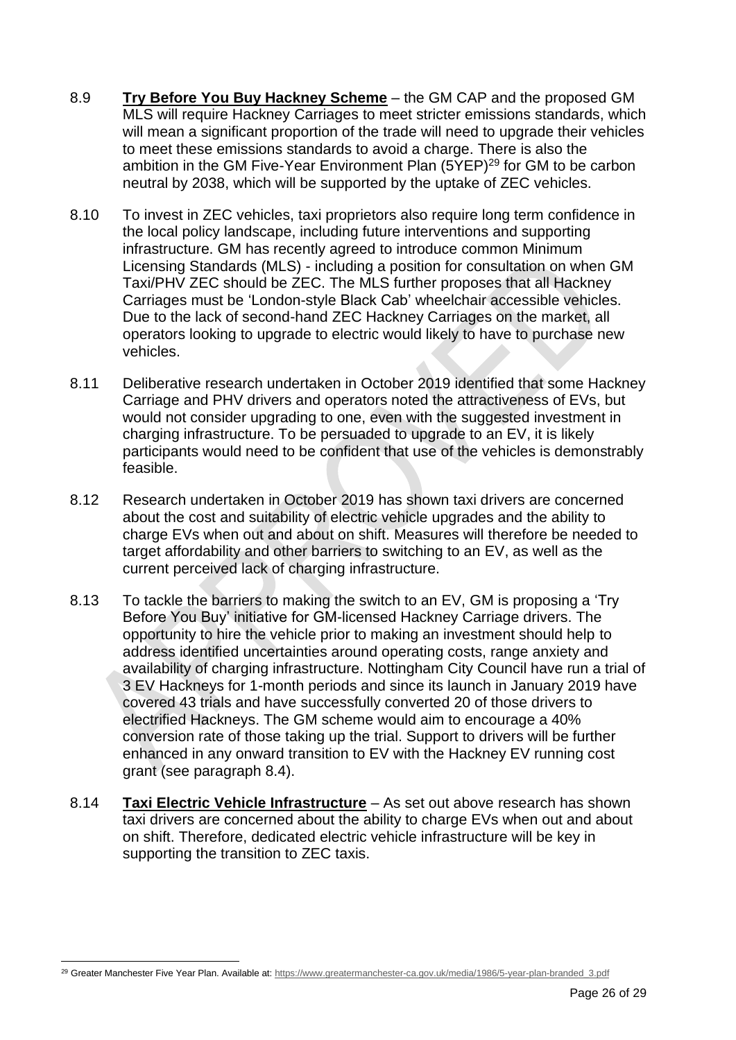8.9 **Try Before You Buy Hackney Scheme** – the GM CAP and the proposed GM MLS will require Hackney Carriages to meet stricter emissions standards, which will mean a significant proportion of the trade will need to upgrade their vehicles to meet these emissions standards to avoid a charge. There is also the ambition in the GM Five-Year Environment Plan (5YEP)[29] for GM to be carbon neutral by 2038, which will be supported by the uptake of ZEC vehicles.

8.10 To invest in ZEC vehicles, taxi proprietors also require long term confidence in the local policy landscape, including future interventions and supporting infrastructure. GM has recently agreed to introduce common Minimum Licensing Standards (MLS) - including a position for consultation on when GM Taxi/PHV ZEC should be ZEC. The MLS further proposes that all Hackney Carriages must be 'London-style Black Cab' wheelchair accessible vehicles. Due to the lack of second-hand ZEC Hackney Carriages on the market, all operators looking to upgrade to electric would likely to have to purchase new vehicles.

8.11 Deliberative research undertaken in October 2019 identified that some Hackney Carriage and PHV drivers and operators noted the attractiveness of EVs, but would not consider upgrading to one, even with the suggested investment in charging infrastructure. To be persuaded to upgrade to an EV, it is likely participants would need to be confident that use of the vehicles is demonstrably feasible.

8.12 Research undertaken in October 2019 has shown taxi drivers are concerned about the cost and suitability of electric vehicle upgrades and the ability to charge EVs when out and about on shift. Measures will therefore be needed to target affordability and other barriers to switching to an EV, as well as the current perceived lack of charging infrastructure.

8.13 To tackle the barriers to making the switch to an EV, GM is proposing a 'Try Before You Buy' initiative for GM-licensed Hackney Carriage drivers. The opportunity to hire the vehicle prior to making an investment should help to address identified uncertainties around operating costs, range anxiety and availability of charging infrastructure. Nottingham City Council have run a trial of 3 EV Hackneys for 1-month periods and since its launch in January 2019 have covered 43 trials and have successfully converted 20 of those drivers to electrified Hackneys. The GM scheme would aim to encourage a 40% conversion rate of those taking up the trial. Support to drivers will be further enhanced in any onward transition to EV with the Hackney EV running cost grant (see paragraph 8.4).

8.14 **Taxi Electric Vehicle Infrastructure** – As set out above research has shown taxi drivers are concerned about the ability to charge EVs when out and about on shift. Therefore, dedicated electric vehicle infrastructure will be key in supporting the transition to ZEC taxis.

[29] Greater Manchester Five Year Plan. Available at: https://www.greatermanchester-ca.gov.uk/media/1986/5-year-plan-branded_3.pdf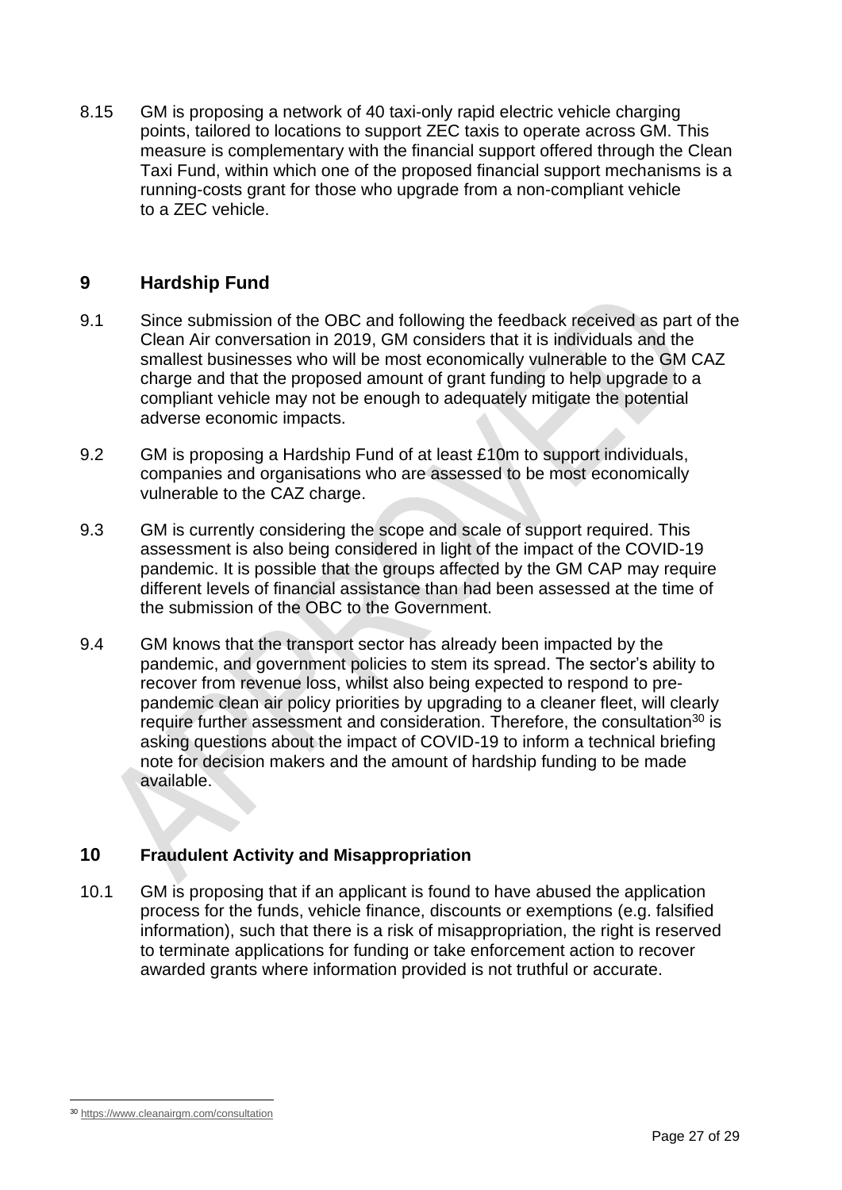8.15 GM is proposing a network of 40 taxi-only rapid electric vehicle charging points, tailored to locations to support ZEC taxis to operate across GM. This measure is complementary with the financial support offered through the Clean Taxi Fund, within which one of the proposed financial support mechanisms is a running-costs grant for those who upgrade from a non-compliant vehicle to a ZEC vehicle.

## 9 Hardship Fund

9.1 Since submission of the OBC and following the feedback received as part of the Clean Air conversation in 2019, GM considers that it is individuals and the smallest businesses who will be most economically vulnerable to the GM CAZ charge and that the proposed amount of grant funding to help upgrade to a compliant vehicle may not be enough to adequately mitigate the potential adverse economic impacts.

9.2 GM is proposing a Hardship Fund of at least £10m to support individuals, companies and organisations who are assessed to be most economically vulnerable to the CAZ charge.

9.3 GM is currently considering the scope and scale of support required. This assessment is also being considered in light of the impact of the COVID-19 pandemic. It is possible that the groups affected by the GM CAP may require different levels of financial assistance than had been assessed at the time of the submission of the OBC to the Government.

9.4 GM knows that the transport sector has already been impacted by the pandemic, and government policies to stem its spread. The sector's ability to recover from revenue loss, whilst also being expected to respond to pre-pandemic clean air policy priorities by upgrading to a cleaner fleet, will clearly require further assessment and consideration. Therefore, the consultation[30] is asking questions about the impact of COVID-19 to inform a technical briefing note for decision makers and the amount of hardship funding to be made available.

## 10 Fraudulent Activity and Misappropriation

10.1 GM is proposing that if an applicant is found to have abused the application process for the funds, vehicle finance, discounts or exemptions (e.g. falsified information), such that there is a risk of misappropriation, the right is reserved to terminate applications for funding or take enforcement action to recover awarded grants where information provided is not truthful or accurate.

[30] https://www.cleanairgm.com/consultation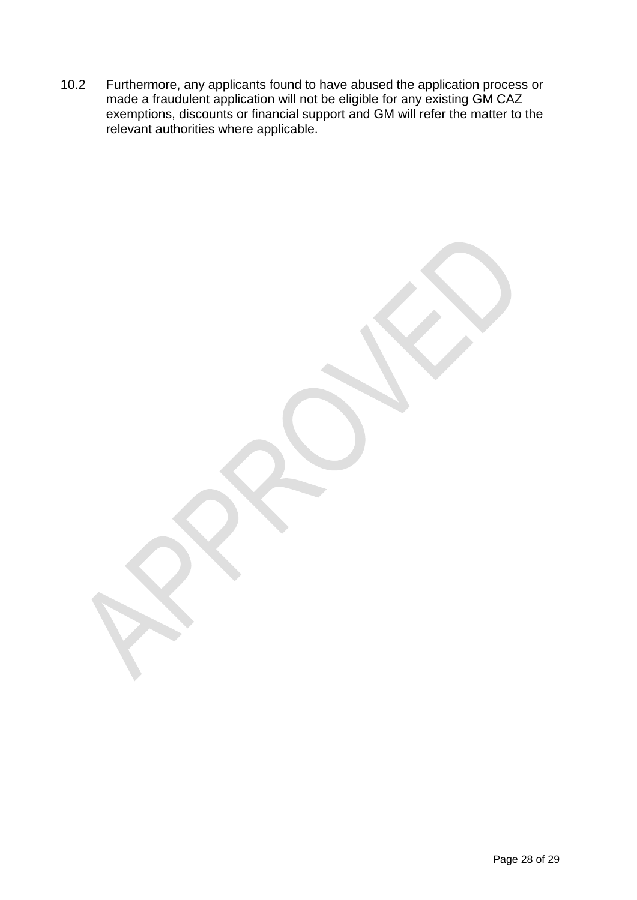10.2 Furthermore, any applicants found to have abused the application process or made a fraudulent application will not be eligible for any existing GM CAZ exemptions, discounts or financial support and GM will refer the matter to the relevant authorities where applicable.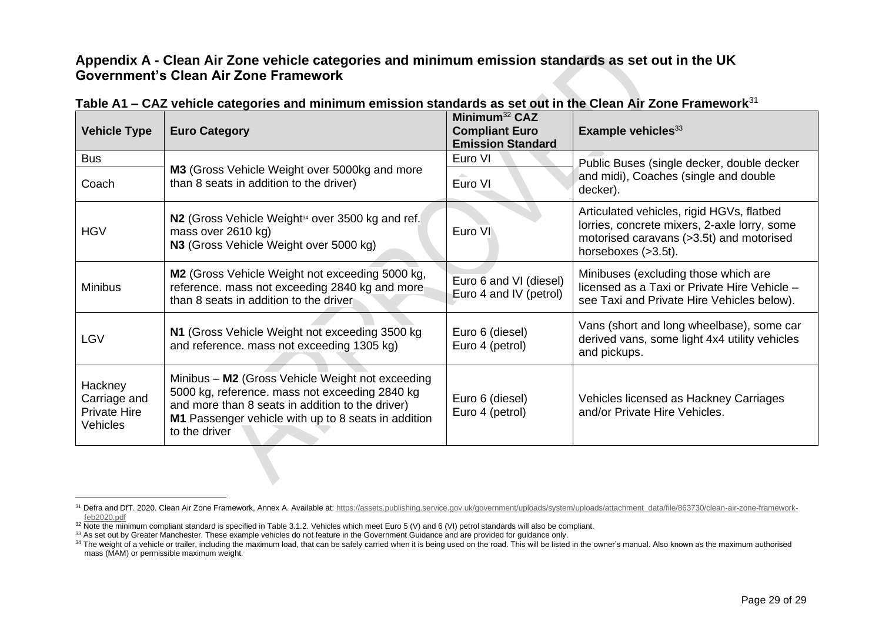## Appendix A - Clean Air Zone vehicle categories and minimum emission standards as set out in the UK Government's Clean Air Zone Framework

**Table A1 – CAZ vehicle categories and minimum emission standards as set out in the Clean Air Zone Framework**[31]

| Vehicle Type | Euro Category | Minimum[32] CAZ Compliant Euro Emission Standard | Example vehicles[33] |
|---|---|---|---|
| Bus | **M3** (Gross Vehicle Weight over 5000kg and more than 8 seats in addition to the driver) | Euro VI | Public Buses (single decker, double decker and midi), Coaches (single and double decker). |
| Coach | | Euro VI | |
| HGV | **N2** (Gross Vehicle Weight[34] over 3500 kg and ref. mass over 2610 kg)<br>**N3** (Gross Vehicle Weight over 5000 kg) | Euro VI | Articulated vehicles, rigid HGVs, flatbed lorries, concrete mixers, 2-axle lorry, some motorised caravans (>3.5t) and motorised horseboxes (>3.5t). |
| Minibus | **M2** (Gross Vehicle Weight not exceeding 5000 kg, reference. mass not exceeding 2840 kg and more than 8 seats in addition to the driver | Euro 6 and VI (diesel)<br>Euro 4 and IV (petrol) | Minibuses (excluding those which are licensed as a Taxi or Private Hire Vehicle – see Taxi and Private Hire Vehicles below). |
| LGV | **N1** (Gross Vehicle Weight not exceeding 3500 kg and reference. mass not exceeding 1305 kg) | Euro 6 (diesel)<br>Euro 4 (petrol) | Vans (short and long wheelbase), some car derived vans, some light 4x4 utility vehicles and pickups. |
| Hackney Carriage and Private Hire Vehicles | Minibus – **M2** (Gross Vehicle Weight not exceeding 5000 kg, reference. mass not exceeding 2840 kg and more than 8 seats in addition to the driver)<br>**M1** Passenger vehicle with up to 8 seats in addition to the driver | Euro 6 (diesel)<br>Euro 4 (petrol) | Vehicles licensed as Hackney Carriages and/or Private Hire Vehicles. |

[31] Defra and DfT. 2020. Clean Air Zone Framework, Annex A. Available at: https://assets.publishing.service.gov.uk/government/uploads/system/uploads/attachment_data/file/863730/clean-air-zone-framework-feb2020.pdf

[32] Note the minimum compliant standard is specified in Table 3.1.2. Vehicles which meet Euro 5 (V) and 6 (VI) petrol standards will also be compliant.

[33] As set out by Greater Manchester. These example vehicles do not feature in the Government Guidance and are provided for guidance only.

[34] The weight of a vehicle or trailer, including the maximum load, that can be safely carried when it is being used on the road. This will be listed in the owner's manual. Also known as the maximum authorised mass (MAM) or permissible maximum weight.